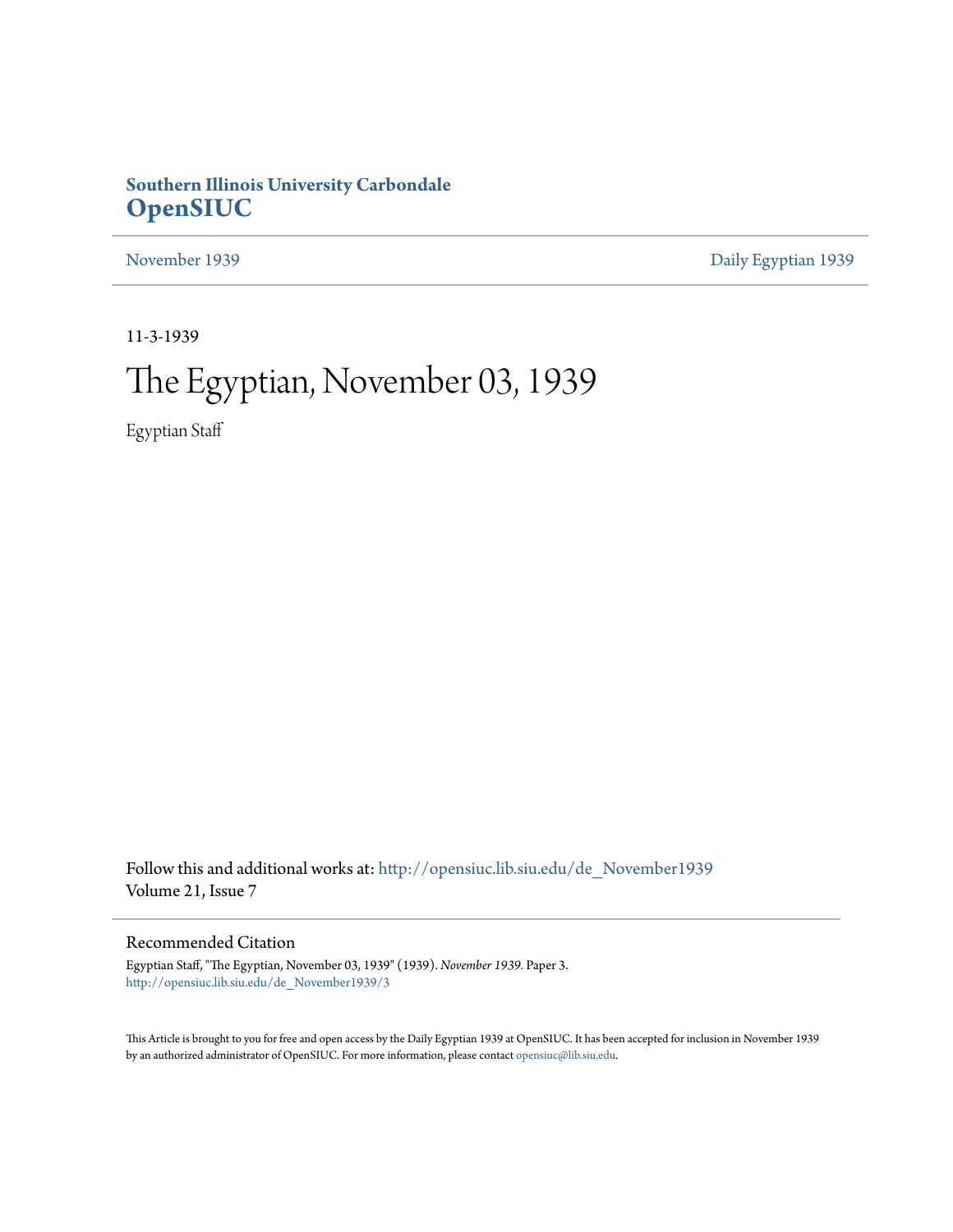**Southern Illinois University Carbondale**
**OpenSIUC**

November 1939 | Daily Egyptian 1939

11-3-1939

# The Egyptian, November 03, 1939

Egyptian Staff

Follow this and additional works at: http://opensiuc.lib.siu.edu/de_November1939
Volume 21, Issue 7

## Recommended Citation

Egyptian Staff, "The Egyptian, November 03, 1939" (1939). *November 1939.* Paper 3.
http://opensiuc.lib.siu.edu/de_November1939/3

This Article is brought to you for free and open access by the Daily Egyptian 1939 at OpenSIUC. It has been accepted for inclusion in November 1939 by an authorized administrator of OpenSIUC. For more information, please contact opensiuc@lib.siu.edu.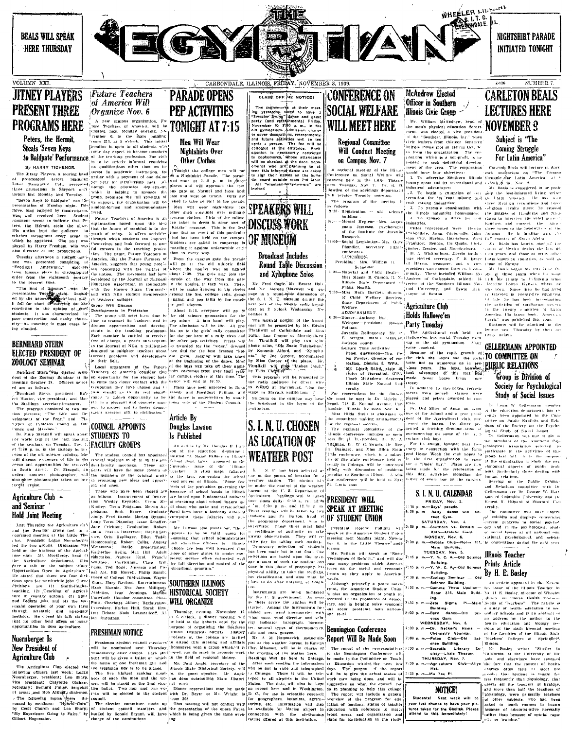BEALS WILL SPEAK HERE THURSDAY

# THE EGYPTIAN

NIGHTSHIRT PARADE INITIATED TONIGHT

VOLUMN XXI. CARBONDALE, ILLINOIS, FRIDAY, NOVEMBER 3, 1939. NUMBER 7.

## JITNEY PLAYERS PRESENT THREE PROGRAMS HERE

### Peters, the Hermit, Steals 'Seven Keys to Baldpate' Performance

By HARRY TICHENOR.

The Jitney Players, a touring band of professional actors, featuring Ethel Barrymore Colt, presented three attractions in Shryock auditorium last Monday and Tuesday.

"Seven Keys to Baldpate" was the presentation of Monday night. This farce, long enjoyed by theatregoers, was well received here. Student comment seems to indicate that Peters, the Hermit, stole the show. His antics kept the audience in stitches throughout every scene in which he appeared. The part was played by Harry Freshman, who was also director of the productions.

Tuesday afternoon a student matinee was presented consisting of "Footlight Americana," excerpts from famous plays in chronological order from the eighteenth century to the present time.

"The End of Summer" was the presentation Tuesday night. Regarded by the actors as their best play, it fell far short of carrying out that conviction in the opinion of most students. It was characterized by poor construction and shaky continuity—its meaning in most cases being clouded.

## BERNHARD STERN ELECTED PRESIDENT OF ZOOLOGY SEMINAR

Bernhard Stern was elected president of the Zoology Seminar at its meeting October 24. Officers selected are as follows:

Bernhard Stern, president; Robert Hunter, vice president; and Martha Stallings, secretary-treasurer.

The program consisted of two motion pictures: "The Life and Development of the Frog," and "The Types of Protozoa Found in Our Ponds and Marshes."

Dr. Mary Stengall will speak about her world trip at the next meeting of the seminar, on Tuesday, Nov. 7, at 7:30 p. m. in the zoology lecture room of the old science building. She will discuss evidences of life in the ocean and opportunities for research in South Africa. Dr. Stengall, an ardent amateur photographer, will also show photographs taken on her recent cruise.

## Agriculture Club and Seminar Hold Joint Meeting

Last Thursday the Agriculture club and the Seminar group met in a combined meeting at the Little Theater. President Logan Nuernberger led the two groups. Discussion was held on the business of the Agriculture club. Mr. Muckleroy, head of the Agriculture department, then gave a talk on the subject "Many Opportunities Open in Agriculture." He stated that there are four divisions open for worthwhile jobs. These divisions are (1) Smith-Hughes teaching, (2) Teaching of Agriculture in country schools, (3) State and Federal jobs, and (4) the successful operation of your own farm through scientific and up-to-date methods. He closed his talk stating that no other field offers so many opportunities as does agriculture.

## Nuernberger Is New President of Agriculture Club

The Agriculture Club elected the following officers last week: Logan Nuernberger, president; Leo Sharp, vice president; Charlotte Oldham, secretary; Bernard Finley, sergeant at arms; and Bob Allison, chairman.

The following topics were discussed by members: "Hybrid Corn" by Cecil Church and Leo Sharp; "My Experience Going to Fairs," by Gilbert Hogenmier.

## *Future Teachers of America Will Organize Nov. 6*

A new campus organization, Future Teachers of America, will be created next Monday evening, November 6, in the main building, room 213, at 8 o'clock. This initial meeting is open to all students who some day expect to become members of the teaching profession. The club is to be strictly informal requiring no qualifications other than an interest in academic instruction, together with a payment of one dollar per year for membership dues. Although the education department, which is helping to sponsor the group, promises the full strength of its support, the organization will be student-formed and student-administered.

Future Teachers of America is an organization based upon the idea that the future of mankind is in the youth of today. It offers activities through which students can improve themselves and look forward to useful careers in the teaching profession. The name, Future Teachers of America, like the Future Farmers of America, suggests that young people are concerned with the welfare of the nation. The movement has been developed by the Journal of National Education Association in connection with the Horace Mann Centennial and with NEA student membership in teachers' colleges.

Group Will Discuss Developments in Profession

The group will meet from time to time to transact its business and to discuss opportunities and developments in the teaching profession. Each member is entitled to receive free of charge, a year's subscription to the Journal of NEA, a publication designed to enlighten teachers about current problems and developments in their field.

Local organizers of the Future Teachers of America consider this an opportunity for the student body to come into closer contact with the occupation they have chosen and to gain insight as to its real significance. "A golden opportunity to be able to in a pleasant and concrete manner, to protect and to foster democracy's greatest gift to civilization."

## COUNCIL APPOINTS STUDENTS TO FACULTY GROUPS

The student council has appointed several students to sit in on the student-faculty meetings. These students will have the same powers as the members of the original governing old ones.

Those who have been chosen are as follows: Improvement of Instruction, Wesley Reynolds, Verna McKinney; Term Programs, Melvin Applebaum, Beth Brace; Graduate Study, Fred Harris, Marian Brumbaugh; Long Term Planning, Isaac Schaffer, Jane Crichton; Graduation, Robert Sutte, Thelma Hoberstrou; Health Service, Ora Kugelmann; Ellen Todd; Homecoming, Robert Cable, Audrey Weissmann; Radio Broadcasting, Katherine Heilig, Max Hill; Adult Education, Frances Kanl, Francis Whitney; Curriculum, Clara Williams, Ted Roald; Museum and Visual Aid, Bill Howell, Philip Smith; Board of College Publications, Wayne Mann, Mary Bavinet; Entertainment, Hank Mannie, Eva June Milligan; Athletics, Ivan Jennings, Martha Crawford; Housing conditions, Jack Pratt, Charlotte Aldam; Registration Procedure, Harlan Hall, Sarah Hunter; Debate, Nada Grammilloott, Allan Burbanks.

## FRESHMAN NOTICE

Freshman student council members will be nominated next Thursday immediately after chapel. Each student will be given a blank on which the name of one freshman girl and one freshman boy is to be placed. The five highest ranking nominees of each the men and the women will be placed on the final election ballot. Two men and two women will be elected to the student council.

The election committee, made up of student council members and headed by Donald Bryant, will have charge of the nominations.

## PARADE OPENS PEP ACTIVITIES TONIGHT AT 7:15

### Men Will Wear Nightshirts Over Other Clothes

Tonight the college men will put on a Nightshirt Parade. The parade will start at 7:15 p. m. in three places and will approach the campus gate on Normal and from both east and west on Grand. Girls are asked to take no part in the parade.

Men will wear nightshirts over other such costumes over ordinary campus clothes. Girls of the college are asked to dress in some sort of "Kiddie" costume. This is the first time that an event of this particular kind has been held on the campus. Students are asked to cooperate in guarding it against unfavorable criticism in every way.

From the campus gate the parade will go to the old athletic field where the bonfire will be lighted about 7:30. The girls may join the parade on the way from the gate to the bonfire. If they wish, There will be snake dancing in big circles around the fire, college yells, group singing, and pep talks by the coaches and players.

About 8:15, everyone will go to the old science gymnasium for the pep mixer. A jam band will play. The admission will be 10c. All proceeds go to the girls' rally committee for the purchase of a rally siren and for other pep activities. Prizes will be awarded for the "worst" dressed man and for the best dressed "kiddie" girls. Judging will take place at the beginning of the dance. Most of the boys will take off their nightshirt costumes from over their regular campus clothes at this time. The dance will end at 10:30.

Plans have been approved by Dean Woody and President Pulliam, and the dance is underwritten by unanimous vote of the Student Council.

## Article By Douglas Lawson Is Published

An article by Mr. Douglas E. Lawson of the education department, entitled "A Major Fallacy in Illinois School Bond Laws," appeared in the November issue of the "Illinois Teacher." It cites major fallacies in the laws concerning the school bond system of Illinois. "Some features of the provisions governing the issuance of school bonds in Illinois are based upon fundamental fallacies in reasoning about school finance until those who make and revise school fiscal laws have a basically different viewpoint, these fallacies will persist."

Mr. Lawson also points out, "there appears to be no valid reason for assuming that school administrators in executive officers in Illinois schools are less well prepared than those of other states to render competent service when entrusted with the direction and control of the educational program."

## SOUTHERN ILLINOIS HISTORICAL SOCIETY WILL ORGANIZE

Thursday evening, November 16, at 6 o'clock, a dinner meeting will be held at the Roberts hotel for the purpose of organizing the Southern Illinois Historical Society. History students at the college are invited to attend this meeting and affiliate themselves with a group which, it is hoped, can do much to promote work in the field of regional history.

Mr. Paul Angle, secretary of the Illinois State Historical Society, will be the guest speaker. Mr. Angle has done outstanding State Historical work.

Dinner reservations may be made with Dr. Beyer or Mr. Wright in the history department.

This meeting will not conflict with the presentation of the opera Faust, which is being given the same evening.

**CLASS OFF '42 NOTICE!**

The sophomores at their meeting yesterday voted to have a "Sweater Swing" dance and game party (and refreshments) Friday, November 10, 7:30 p. m., in the old gymnasium. Admission charge to cover decorations, refreshments, and future activities will be ten cents a person. The fee will be collected at the entrance. Participation is necessarily restricted to sophomores. Those who plan to attend this informal dance are asked to sign their names on the bulletin board outside room 210 Main.

All "nineteen-forty-two-ers" are invited.

## SPEAKERS WILL DISCUSS WORK OF MUSEUM

### Broadcast Includes Round Table Discussion and Xylophone Solos

Mr. Fred Cagle, Mr. Ernest Hall and Mr. Moreau Maxwell will engage in a round-table discussion of the S. I. N. U. museum during the first part of the weekly radio broadcast at 3 o'clock Wednesday, November 8.

The musical portion of the broadcast will be presented by Mr. Edwin Thrailkill of Carbondale and Miss Sarah Lou Cooper of Murphysboro. Mr. Thrailkill will play two xylophone solos, "Ida, Sweet as Apple Cider"; by Kenneth Alford, and "Xylophonia," by Joe Green, accompanied by Miss Cooper at the piano. Mr. Thrailkill will play "Liebes Freud," by Fritz Chrysler.

This program will be presented in the radio audience by direct wire to WEBQ at Harrisburg, from the stage in Shryock auditorium.

Students on the campus may hear the broadcast in the foyer of the auditorium.

## S. I. N. U. CHOSEN AS LOCATION OF WEATHER POST

S. I. N. U. has been selected as one of the points of location for a weather station. The station will be under the control of the weather bureau of the U. S. Department of Agriculture. Readings will be taken four times daily, 6:40 a. m., 12:30 p. m., 6:30 p. m. and 12:30 p. m. These readings will be taken by two students and Mr. Barton, head of the geography department, who is supervisor. These three must hold a certificate of authority to take any weather observations. They will receive pay for taking each reading.

Temporary selection of students has been made but is not final. The selections are based upon the average amount of work the student has done in this phase of geography, his physical ability to take the readings, his classification, and also that he plans to do after finishing at Southern.

Instruments are being furnished by the U. S. government. As soon as these arrive the station will be started. Among the instruments furnished are: wind anemometer with wind vane, wind direction and velocity indicator, barograph, barometer, several types of thermometers, rain and snow gauges.

Mr. A. M. Hammerick, meteorologist at the weather bureau in Kansas City, Missouri, will be in charge of the erection of the station here. Readings Will Be Sent to Chicago.

After each reading the information will be put in code and telegraphed to Chicago. There it will be telecasted to all airports in the United States. The data will also be kept on record here and in Washington, D. C., for use in scientific research for geographers, botanists, agronomists, etc. Information will also be available for Marion airport in connection with the air-training course offered at this institution.

## CONFERENCE ON SOCIAL WELFARE WILL MEET HERE

### Regional Committee Will Conduct Meeting on Campus Nov. 7

A regional meeting of the Illinois Conference on Social Welfare will convene here in the Little Theatre next Tuesday, Nov. 7. Dr. R. D. Bowden of the sociology department will preside Tuesday morning.

The program of the meeting is as follows:

9:30 Registration — old science building.

10:— Mental Hygiene—Mrs. Augusta Jameson, psychologist of the Institute for Juvenile Research.

11:00—Social Legislation—Mrs. Dave Chandler, secretary Illinois conference.

LUNCHEON.

Presiding: Mrs. William H. Schneider.

1:30—Maternal and Child Health—Miss Mamie B. Carson, R. N. Illinois State Department of Public Health.

2:30—Miss Ruth Bartlett, director of Child Welfare Services, State Department of Public Welfare.

ADJOURNMENT.

4:30—Dinner—Anthony Hall.

Welcome—President Roscoe Pulliam.

Juvenile Delinquency Mr. C. E. Wright, state's attorney, Jackson county.

Leisure Time Activities

Panel discussion—Mrs. Helen Fowler, director of recreation, District 5, WPA.

Mr. Lloyd Baird, state director of recreation, WPA.

Coach McAndrew, Southern Illinois State Normal University.

For reservations for the dinner, 75c must be sent to Dr. Melvin J. Segal, 718 S. Normal avenue, Carbondale, Illinois, by noon, Nov. 6.

Miss Hilda Stein is chairman of the committee making arrangements for the regional meeting.

The regional committee of the Illinois conference includes as members Dr. R. D. Bowden, Dr. W. A. Thalman, Dr. W. G. Swartz, Dr. Harry Brainard, and Miss Hilda Stein. This conference is one of a series of the state conference held recently in Chicago, will be concerned chiefly with discussion of problems peculiar to Southern Illinois. A similar conference will be held at East St. Louis soon.

## PRESIDENT WILL SPEAK AT MEETING OF STUDENT UNION

President Roscoe Pulliam will speak at the American Student Union meeting next Monday night, November 6, in the Little Theatre auditorium.

Mr. Pulliam will speak on "Some Techniques of Reform," and will discuss many problems which America faces on the social and economic fronts as they apply to American youth.

Although primarily a peace movement, the American Student Union is also an organization of youth interested in the promotion of democracy, and in bringing about economic and social problems, both national and local.

## Bennington Conference Report Will Be Made Soon

The report of the representatives to the Bennington Conference will be made to the Committee on Teacher Education within the next few days. The purpose of the report will be to give the actual status of work now being done, and will be suggestive as what the council can do in planning to help this college.

The report will include a general overview of the program for education of teachers, status of teacher education with reference to major broad areas, and organization and plans for participation in the study.

## McAndrew Elected Officer in Southern Illinois Civic Group

Mr. William McAndrew, head of the men's physical education department, was elected a vice president of the "Southern Illinois, Inc." when civic leaders from thirteen Southern Illinois towns met in Herrin Oct. 26 to form the organization. The corporation, which is a non-profit, is intended to seek industrial development of the area. The corporation would have four objectives:

1. To advertise Southern Illinois beauty spots and its recreational and industrial advantages.
2. To begin a campaign of conservation for its coal mining and fruit raising industries.
3. To promote coordination with the Illinois Industrial Commission.
4. To sponsor a drive for new industries.

Cities represented were Herrin, Carbondale, Anna, Carterville, Johnston City, Marion, Harrisburg, West Frankfort, Benton, Du Quoin, Christopher, Zeigler, and Murphysboro.

H. A. Whittenburg, Herrin banker, was elected secretary. F. H. Doerr of Herrin, treasurer, and a vice president was chosen from each community. These included William McAndrew of Carbondale, athletic director of the Southern Illinois Normal University, and Edwin Hall, mayor of Benton.

## Agriculture Club Holds Hallowe'en Party Tuesday

The Agricultural club held its Hallowe'en box social Tuesday evening in the old gymnasium. Many came masked.

Because of the rapid growth of the club, the boxes and the girls were not as numerous as in previous years. The boys, however, took advantage of this fact and made fewer boxes bring more money.

In addition to the boxes, refreshments were served. Games were played, and prizes awarded in contests.

Dr. Ord Stiter of Anna was one of the members of the school and a past president of the Agricultural club, auctioned the boxes. Dr. Stiter presented a thinking demonstration of auctioneering on some of the Agriculture club boys.

For its annual banquet next February in connection with the Farm and Home Week, the club hopes to be the first organization to sponsor a "Dads' Day." Plans are now being made for the celebration of this day, activities including the father of every boy on the campus.

## S. I. N. U. CALENDAR

**FRIDAY, Nov. 3.**

7:15 p. m.—Boys' parade.

8:30 p. m.—Rally dance—Old Science Gym.

**SATURDAY, Nov. 4.**

2:00 p. m.—Southern vs. DeKalb—Kalb—Athletic Field.

**MONDAY, Nov. 6.**

7:30 p. m.—Debate Club—Room 101, Main Building.

**TUESDAY, Nov. 7.**

7:15 p. m.—Y. M. C. A.—Old Science Building.

7:15 p. m.—Y. W. C. A.—Old Science Building.

7:30 p. m.—Zoology Seminar — Old Science Building.

7:30 p. m.—Gamma Theta Upsilon—Room 314, Main Building.

7:30 p. m.—Zeta Sigma Pi—Main Building.

8:00 p. m.—Barn dance—Old Science Gym.

**WEDNESDAY, Nov. 8.**

4:30 p. m.—Dr. Neckers's Home — Chemistry Seminar.

7:00 p. m.—Forum Club—Old Science Building.

7:30 p. m.—Socratic Literary Society—Little Theater.

**THURSDAY, Nov. 9.**

7:30 p. m.—Agriculture Club—Allyn Hall.

7:30 p. m.—Mu Tau Pi.

**NOTICE!**

**Students! Next week will be your last chance to have your pictures taken for the Obelisk. Please attend to this immediately!**

## CARLETON BEALS LECTURES HERE NOVEMBER 9

### Subject is "The Coming Struggle For Latin America"

Carleton Beals will lecture in Shryock auditorium on "The Coming Struggle for Latin America" at 8 o'clock p. m., Nov. 9.

Mr. Beals is considered to be probably the best-informed living writer on Latin America. He has seen three Mexican revolutions and three religious revolts there; he crossed the jungles of Honduras and Nicaragua to interview the rebel general Sandino, and crossed the Andes three times to the headwaters of the Amazon. He is familiar with the folk country of South Africa.

Mr. Beals has known most of the rulers of Mexico during the last fifteen years, and those of many other Latin American countries, as well as those of Europe.

Mr. Beals began his travels at the age of three years when he went with his family to California from Medicine Lodge, Kansas, where he was born. Since then he has lived or traveled in twenty-five countries. Of late he has been investigating the activities of totalitarian powers in the twenty countries of Latin America. His latest book, "American Earth," was published this year.

Students will be admitted to the lecture next Thursday by their activity tickets.

## GELLERMANN APPOINTED TO COMMITTEE ON PUBLIC RELATIONS

### Group is Division of Society for Psychological Study of Social Issues

Dr. Louis W. Gellermann, member of the education department, has recently been appointed to the Committee on Public Exhibits and Relations of the Society for the Psychological Study of Social Issues.

Dr. Gellermann was one of 250 of the members of the American Psychological Association selected to participate in the activities of this group last fall. It is the purpose of the organization to study the psychological aspects of public problems, particularly those dealing with human relations.

Serving on the Public Exhibits and Relations committee with Dr. Gellermann are Dr. George W. Hartmann of Columbia University and Dr. Ernest R. Hilgard of Stanford University.

The committee will have charge of exhibits and displays concerning current progress in social psychology and in the psychological study of social issues at all national conventional, psychological and scientific conventions during the next year.

## Illinois Teacher Prints Article By H. E. Bosley

An article appeared in the November issue of the Illinois Teacher by Mr. H. E. Bosley, director of Wheeler library, on "Some Health Training Needs of Teachers." The article is a study of health education in secondary schools and is an abstract of an address by the author to the health education and biology sections at the sixth biennial meeting of the faculties of the Illinois State Teachers' Colleges at Springfield, Illinois.

Mr. Bosley writes, "Studies in California at the University of Illinois, and elsewhere have revealed the fact that the content of health courses often fails to meet life needs, that hygiene is taught far less frequently than physiology, that nearly all the teachers of hygiene, and more than half the teachers of physiology, were primarily teachers of other subjects who had been asked to teach courses in health because of administrative necessity rather than because of special capacity or training."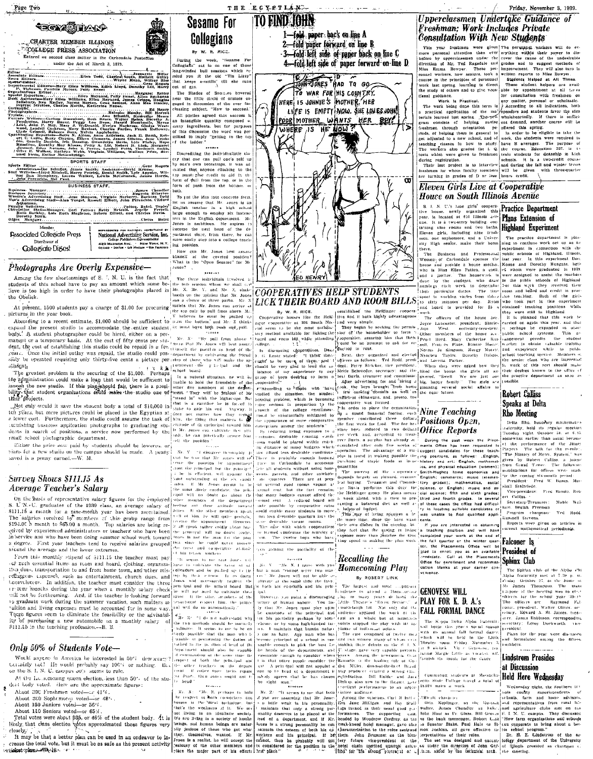# EGYPTIAN

CHARTER MEMBER ILLINOIS COLLEGE PRESS ASSOCIATION

Entered as second class matter in the Carbondale Postoffice under the Act of March 3, 1879.

Editor ... Jeannette Miller
Associate Editors ... Ellen Todd, Charles South, Robert Gillet
News Editors ... Wayne Mann, Wilbur Hise
Sports Editor ... Gene Rogers
Departmental Editors—Mary Ellen Williams, Edith Lloyd, Dorothy Lill, Harry F. Fishcher, Patricia Mercer, Polly Sweet
Organizations Editor ... Margaret Reiter
Special Reporters ... Ellen Maynard, Polly Sweet, Allen Spickard
Desk Assistants—Mary Ellen Williams, Ellen Maynard, James Cripps, Douglas Salisbury, Ken Medley, Norma Jones, Gene Samuel, Ross Stanley, Everett Stratton, Charles Garris, Katherine Eaton
Cartoonist ... Ed Henry
Photographers ... Malcolm Hamby, Bill Morrell
Typists ... Ann Schmidt, Katherine Moose
Feature Writers—Carlton Dauenhauer, Beth Baker, Walter Helms, Dorothy Pemberton, Harry Rauer, Peggy Lou Dean, Harold Hornbeck, Myrna Lou Lupes, Mary J. Wolcott, Evelyn Mackrow, Gladys Wentwood, Lyndell Cockrum, Mary Bovinet, Charles Pardee, Frank Holloway, Jane Crandall, Rebecca Dees, Melvin Applebaum
Contributing Reporters—Bette N. Alton, Annie Alderson, Jack E. Barth, Robert C. Cullen, Betty Clayton, Ellen Clements, James Clinton, Jose Critchfield, Carolle Daniels, Ida Dossing, Gwendolyn Davis, Lyle Finley, Hope Hamilton, Dorothy May Klaus, Patty A. Lill, Robert R. Link, Margaret Jatemell, Edna Newman, John R. Perrone, Lyndell Potts, Theodosia Smith, Olive E. Walker, Kathryn Webb, Virginia Williams, Wallace Price, Bernard Stern, Esther Meltenbridge

## SPORTS STAFF

Sports Editor ... Gene Rogers
Associates—Ike Schaffer, James Smith; Assistant—Lloyd Krause
Staff Writers—Lloyd Mitchell, Harry Patrick, Daniel Smith, Lyle Appelon, Wilbur Dan Humphrey, Louise Walker, Lewis McCormack, James Harris, John Perencito, Mel Paul

## BUSINESS STAFF

Business Manager ... James Chandler
Business Secretary ... Eugenia Etherton
Women's Advertising Staff—Jane Simpson, Virginia Marberry, Barbara Brown
Men's Advertising Staff—Alan Tuegel, Russell Elliott, John Perencito, Clifford Adkinson
Faculty Sponsors ... Patton, Baird, Tupley
Circulation Staff—Manager, Earl Patton; Betty Metcalf, Jeweler Farrell, Ruth Barkley, Lois Ruth Singleton, Robert Elliott, and Charles Davis
Dorothy Sirrk
Office Manager ... Cletus Baird

Member Associated Collegiate Press — Distributor of Collegiate Digest

REPRESENTED FOR NATIONAL ADVERTISING BY National Advertising Service, Inc. College Publishers Representative 420 Madison Ave. New York, N.Y. Chicago • Boston • Los Angeles • San Francisco

## Photographs Are Overly Expensive—

Among the few shortcomings of S. I. N. U. is the fact that students of this school have to pay an amount which some believe is too high in order to have their photographs placed in the Obelisk.

At present, 1500 students pay a charge of $1.00 for procuring pictures in the year book.

According to a recent estimate, $1,000 should be sufficient to expand the present studio to accommodate the entire student body. A student photographer could be hired, either on a permanent or a temporary basis. At the cost of fifty cents per student, the cost of establishing this studio could be repaid in a few years. Once the initial outlay was repaid, the studio could possibly be operated requiring only thirty-five cents a picture per student.

The greatest problem is the securing of the $1,000. Perhaps the administration could make a loan that would be sufficient to launch the new studio. If this plan should fail, there is a possibility that student organizations could make the studio one of their projects.

Not only would it save the student body a total of $10,000 in ten years, but more pictures could be placed in the Egyptian at a lower cost. Furthermore, the studio could assume the task of furnishing business application photographs to graduating students in search of positions, a service now performed by the small school photographic department.

Either the price now paid by students should be lowered, or plans for a new studio on the campus should be made. A penny saved is a penny earned.—W. M.

## Survey Shows $111.15 As Average Teacher's Salary

On the basis of representative salary figures for the employed S. I. N. U. graduates of the 1939 class, an average salary of $111.15 a month for a nine-month year has been ascertained. The salaries received by members of this group range from $194.00 a month to $65.00 a month. Top salaries are being received by experienced administrators or teachers who have been in service and who have been doing summer school work toward a degree. First year teachers tend to receive salaries grouped around the average and the lower extremes.

From this monthly stipend of $111.15 the teacher must pay for such essential items as room and board, clothing, organization dues, transportation to and from home town, and other miscellaneous expenses, such as entertainment, church dues, and benevolences. In addition, the teacher must consider the three or four months during the year when a monthly salary check will not be forthcoming. And, if the teacher is looking forward to graduate work during the summer vacation, such matters as tuition and living expenses must be accounted for in some way. These figures seem to eliminate the feasibility or the advisability of purchasing a new automobile on a monthly salary of $111.15 in the teaching profession.—B. B.

## Only 50% of Students Vote—

Would anyone in America be interested in 50% democracy? Certainly not! He would probably say 100% or nothing. But on the S. I. N. U. campus 50% seems to rule.

At the last homecoming queen election, less than 50% of the student body voted. Here are the approximate figures:

- About 390 Freshmen voted—or 41%.
- About 300 Sophomores voted—or 48%.
- About 150 Juniors voted—or 56%.
- About 110 Seniors voted—or 65%.

Total votes were about 935, or 46% of the student body. It is likely that class election votes approximated these figures very closely.

It may be that a better plan can be used in an endeavor to increase the total vote, but it must be as safe as the present activity ticket plan.—W. M.

## Sesame For Collegians

By W. R. RICE

During the week, "Sesame For Collegians" sat in on one of those long-winded bull sessions which remind you of the old "Tin Lizzy" that keeps a-rattlin' till she runs out of gas.

The Shades of Socrates hovered near the little circle of orators engaged in discussion of the ever fascinating subject, "How to succeed."

All parties agreed that success is an intangible quantity composed of many ingredients, but for purposes of this discussion the word was permitted to imply "getting to the top of the ladder."

\*\*\*\*\*\*

Discrediting the individualistic theory that one can pull one's self up by one's own bootstraps, it was admitted that anyone climbing to the top must give credit to aid in the form of pull from the top, or in the form of push from the bottom, or both.

To put the idea into concrete form, let us assume that Mr. Jones is an English teacher in a high school large enough to employ six instructors in the English department. Mr. Jones is ambitious. He aspires to become the next head of the department since, from there, he can more easily step into a college teaching position.

How can Mr. Jones best assure himself of the coveted position? What is the "Open Sesame" for Mr. Jones?

\*\*\*\*\*\*

The three individuals involved in the bull session whom we shall call Mr. X, Mr. Y, and Mr. Z, shook heads on the opinion that Mr. Jones has a choice of three paths. Mr. X insists that Mr. Jones can arrive at the top only by pull from above. Mr. Y believes he must be pushed up from the bottom, and Mr. Z thinks he must have both push and pull.

\*\*\*\*\*\*

Mr. X: "By pull from above I mean that Mr. Jones will best assure himself the position as head of the department by cultivating the friendship of those who will make the appointment—the principal and the school board.

In a natural situation, he will be unable to hold the friendship of the other five members of the department. They will be jealous of his 'stand in' with the highest-ups. But that is a sacrifice he is forced to make to gain his end. Anyway, it does not matter how they regard him, the thing that matters is the attitude of the principal toward him. If Mr. Jones can cultivate such an attitude, he can practically assure himself the position."

\*\*\*\*\*\*

Mr. Y: "I disagree thoroughly. It may be true that Mr. Jones will receive the position by appointment from the principal, but the principal in turn will appoint the most outstanding of the six candidates. If Mr. Jones seems to be the most likely candidate, the principal will no doubt ask about him other members of the department. Feeling out their attitude toward Jones. If the other members speak well of him, he will quite probably receive the appointment. However, if all speak rather coldly about him, the principal will no doubt realize that he is not the man for the position since he could never possess the trust and cooperation of his fellow workers.

"It seems to me that Jones will have to cultivate the favor of his colleagues and be pushed up to the top by their esteem. In so doing Jones will necessarily neglect the principal and the school board. But he will not need to cultivate their favor to the same extent; they will do so automatically."

\*\*\*\*\*\*

Mr. Z: "I do not understand why the two methods should be mutually exclusive. It seems to me to be entirely possible that the man who is capable of performing the duties attached to the position of head of the department should also be capable of commanding at the same time the respect of both the principal and the other teachers in the department. If either party lacks respect for Jones, then Jones ought not be head."

\*\*\*\*\*\*

Mr. X: "Mr. Z, perhaps in both the respect of both co-workers and bosses is the ideal technique, but that's not the way of it. We are not living in an idealistic society. We are living in a society of human beings and human beings are naturally jealous of those who get what they, themselves, wanted. If Mr. Jones is a realist, he will accept the jealousy of the other members and place the major part of his efforts

# TO FIND JOHN

1—fold paper back on line A
2—fold paper forward on line B
3—fold left side of paper back on line C
4—fold left side of paper forward on line D

JOHN JONES HAD TO GO TO WAR FOR HIS COUNTRY. HERE IS JOHNIE'S MOTHER. HER LIFE IS EMPTY NOW. SHE LOVES JOHN! POOR MOTHER WANTS HER BOY! WHERE IS HE NOW?

ED HENRY

## COOPERATIVES HELP STUDENTS LICK THEIR BOARD AND ROOM BILLS

By W. R. RICE

Cooperative houses like the Heldinger cooperative at 808 South Normal seem to be the most satisfactory method available for licking the board and room bill while attending college.

In discussing cooperatives, Dean G. D. Lentz stated: "I think there ought to be more of them, and I should be very glad to lend the assistance of my experience to any group of boys desiring to form a cooperative."

"According to those who have studied the situation, the student housing problem, which is becoming more serious in proportion to the growth of the college enrollment, would be substantially mitigated by the appearance of more cooperative enterprises among the students.

"Prevailing living expenses to a minimum, desirable rooming conditions would be placed within reaching distance of many budgets which are at present less desirable conditions. There is probably enough housing space in Carbondale to accommodate all students without using basements, garrets, and other undesirable quarters. There are at present several good rooms vacant at almost every time but the fact remains that many budgets cannot afford the normal rent. A reduced board will made possible by cooperative rates could enable many students to move out less desirable quarters into the more desirable vacant rooms.

The ease with which cooperatives are formed condemns the scarcity of them. The twelve boys who have established the Heldinger cooperative find it both highly advantageous and very simple.

They began by seeking the permission of the house-holder to form a cooperative, assuring him that there would be no attempt to ask for reduction in rent.

Next, they organized and elected officers as follows: Ted Rodd, president; Perry Stokker, vice president; Merle Schroeder, secretary; and Robert Davis, treasurer and commissar.

After advertising for and hiring a cook, the boys brought from home a few cooking utensils as well as sufficient chinaware, and presto, the cooperative was formed.

In order to place the organization on a sound financial footing, each member contributed three dollars the first week for food. The fee has since been reduced to two dollars per week, and, according to treasurer Davis, a surplus has already accrued after only five weeks of operation. The advantage of a surplus is found in making possible the purchase of staple foods in large quantities.

The success of the cooperative depends largely on planned economical buying. Treasurer and Commissar Davis performs this duty for the Heldinger group. He plans menus a week ahead, with a view to presenting a balanced diet as well as a balanced budget.

This way of living requires a little more time, since the boys wash their own dishes in the evening, but they feel that the saving in living expense more than justifies the time they spend in making the plan work.

## Upperclassmen Undertake Guidance of Freshman; Work Includes Private Consultation With New Students

This year freshmen were given more personal attention than ever before by upperclassmen under the direction of Mr. Ted Ragsdale and Miss Emma Bowyer. These personnel workers, now seniors, took a course in the principles of personnel work last spring, learning to direct the study of others and to give vocational guidance.

### Work Is Practical.

The work being done this term is a practical application of the materials learned last spring. The program consists of helping advise freshmen through orientation periods, of helping them in general to get adjusted to a new school, and of teaching classes in how to study. The workers also graded the I. Q. tests which were given to freshmen during registration.

Their last project is to interview freshmen for whom faculty members are turning in grades of D or less.

The personnel workers will do everything within their power to discover the cause of the undesirable grades and to suggest methods of improvement. They will also turn in written reports to Miss Bowyer.

### Students Helped at All Times.

These student helpers are available by appointment at all times for consultation with freshmen on any matter, personal or scholastic. According to all indications, both sponsors and students favor the idea wholeheartedly. If there is sufficient demand, another course will be offered this spring.

In order to be eligible to take the work, the students were required to have B averages. The purpose of the course, Education 237, is to train students for deanship in high schools. It is a two-credit course, and during the fall and winter terms will be given with three-quarter hours credit.

## Eleven Girls Live at Cooperative House on South Illinois Avenue

S. I. N. U.'s lone girls' cooperative house, newly organized this year, is located at 610 Illinois avenue. It is a two-story building, containing nine rooms and two baths. Eleven girls, including nine freshmen, one sophomore, and a University High student, make their home there.

The Business and Professional Women of Carbondale sponsor the house and provide a house mother, who is Miss Ellen Patten, a cook, and a janitor. The housework is done by the students, who draw numbers each week to determine their particular duties. The time spent in working varies from thirty to sixty minutes per day. Room and board is provided for $5 a week.

The officers of the house are: Joyce Lancaster, president; Shirley Ann West, secretary-treasurer. Other members of the house are Pearl Hood, Mary Catherine Russell, Frances Plane, Bonnie Hood, Norma Jo Simpson, Margy Morris, Nyacita Taylor, Dorothy Dabels, and Loretta Parker.

When they were asked how they liked the house, the girls all answered, "Swell. We are just one big, happy family." The girls are planning several social affairs in the near future.

## Practice Department Plans Extension of Highland Experiment

The practice department is planning to continue work set up as an experiment in connection with the public schools of Highland, Illinois, last year. In this experiment Don Koons and Dorothy Hungate, both of whom were graduated in 1939, were assigned to assist the teachers in the public schools of Highland. For this work they received their room and board and credit in practice teaching. Both of the girls who took part in this experiment obtained teaching positions while they were still in Highland.

It is planned that this work be carried on again this year, and that it perhaps be expanded to other public school systems. This arrangement permits the student teacher to obtain valuable training and experience while in public school teaching service. Members of the senior class who are interested in work of this sort should make their desires known to the office of the practice department as soon as possible.

## Robert Calliss Speaks at Delta Rho Meeting

Delta Rho, honorary mathematics fraternity, held its regular meeting Tuesday night, October 31, at 6:45 somewhat earlier than usual because of the performance of the Jitney Players. The talk for the evening, "The History of Metric System," was given by Robert Calliss, a junior from Grand Tower. The following nominations for offices were made for the coming six-month period:

President: Fred W. Bauer, Marshall Stellfeldt.
Vice-president: Fred Bosio, Robert Calliss.
Secretary-Treasurer: Mable Wallace, Beulah Freeman.
Program chairman: Ted Rodd, Russell Stevens.

Reports were given on articles in current mathematical periodicals.

## Nine Teaching Positions Open, Office Reports

During the past week the Placements Office has been requested to suggest candidates for these teaching positions, as follows: English, history and art; English, mathematics, and physical education (women); Smith-Hughes home economics and English; commerce; music (elementary grades); mathematics, social science, or English; music and social science; fifth and sixth grades; third and fourth grades. In several of these cases the office had difficulty in locating suitable candidates or was unable to find qualified applicants.

If you are interested in obtaining a teaching position and will have completed your work at the end of the fall quarter or the winter quarter, the Placements Office will be glad to enroll you as a possible candidate. Call at the Placements Office for enrollment and recommendation blanks at your earliest convenience.

## Falconer Is President of Sphinx Club

The Sphinx club of the Alpha Phi Alpha fraternity met at 7:30 p. m. Friday, October 27, at the home of Mr. James Thompson. The main purpose of the meeting was to elect officers for the school year 1939-40. The officers are: Raymond Falconer, president; Walter Oliver, secretary; Edward A. St. James, treasurer; James Robinson, corresponding secretary; Leroy Duckworth, vice president.

Plans for the year were discussed and formulated among the fifteen members.

## Recalling the Homecoming Play

By ROBERT LINK

The largest and most responsive audience to attend a Homecoming play in many years declared the Little Theatre's "Room Service" a smash-hit. Not only did the audience applaud the work of the cast as a whole but at numerous points stopped the play with its applause of individual actions.

The cast composed of twelve men and two women, many of whom were making their debuts on the S. I. N. U. stage, gave a very capable performance. Among the newcomers, Gus Kanaakis in the leading role of Gordon Miller, doubled-shuffled himself through the part with a very creditable job. Bill Holder and Jack Phillips also new to the theater, gave excellent performances to an appreciative audience.

Among the veterans, Carl M. Bell, Eva Jane Milligan and Roy Stallings turned in their usual good performances. The supporting cast, headed by Woodrow Cordray, as the weak-kneed hotel manager, gave the characterization to the role assigned them. John Brinkman as the hotel chain merited unusual attention for his "strong" portrayal of a

## GENOVESE WILL PLAY FOR K. D. A.'s FALL FORMAL DANCE

The Kappa Delta Alpha fraternity will begin this year's social season with its annual fall formal dance, which will be held in the Little Theater room Friday, November 3, at 9 o'clock. Vic Genovese, featuring Margie Little as vocalist, will furnish the music for the dance.

Commuting students at Massachusetts State College travel a total of 15,024 miles a week.

difficult character.

Orin Keplinger, as the Russian waiter, James Chandler as Dale, and Bill Hunt as Dr. Glass, Bill Greer as the bank messenger, Robert Link as Senator Blake, Paul Hale as Simon Jenkins, all gave effective interpretations of their roles.

The set was designed and executed under the direction of John Goffin, aided by the technical staff.

## Lindstrom Presides at Discussion Held Here Wednesday

Wednesday night, the Southern Illinois county superintendents of schools, farm and home advisors, and representatives from rural life and agriculture clubs met on the S. I. N. U. campus. They discussed "How farm organizations and schools can cooperate to bring about a better school program."

Dr. D. E. Lindstrom of the sociology department of the University of Illinois presided as chairman of the meeting.

Mr. Y: "Mr. X, I agree with you that a man cannot serve two masters." Mr. Jones will not be able to allocate at the same time the favor of both his co-workers and his principal.

"You are not a discouraging picture of human nature. You imply that Mr. Jones must play upon the emotions of the principal and win his partiality perhaps by sycophancy or by some high-handed trick. I maintain that human nature is not so base. Any man who has become principal of a school is capable enough to pick the best for his heads of the departments. It is reasonable enough to consider whom it is that other people consider the best. A principal will not appoint a man to be head of a department if nobody agrees that he has chosen the right man."

\*\*\*\*\*\*

Mr. Z: "It seems to me that both of you are assuming that Mr. Jones is a little weak in his personality. I maintain that only a strong personality deserves to be placed at the head of a department, and if Mr. Jones is a strong personality he can command the esteem of both his co-workers and his principal. If he cannot, then he probably will not be considered for the position in the first place."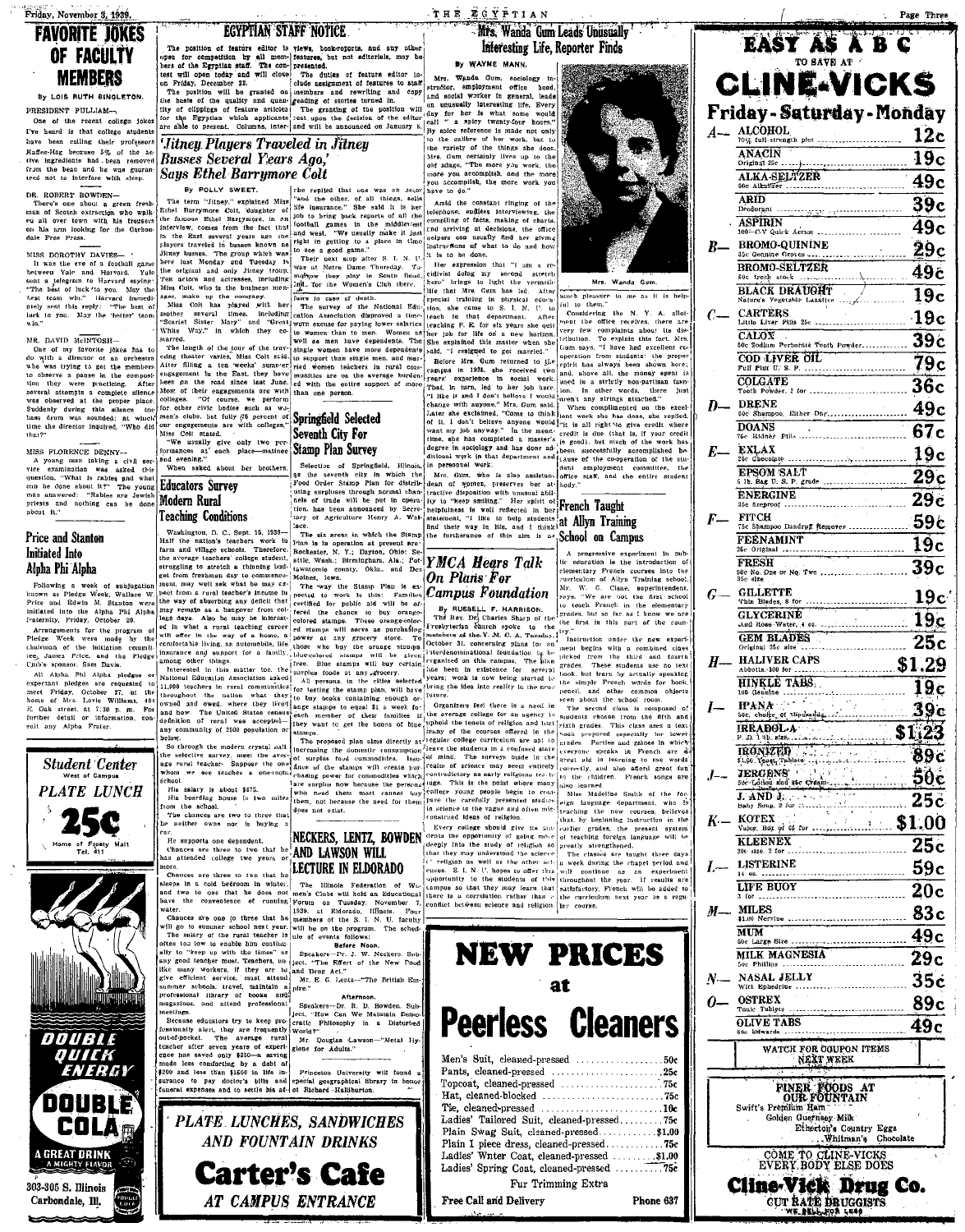# FAVORITE JOKES OF FACULTY MEMBERS

By LOIS RUTH SINGLETON.

PRESIDENT PULLIAM—

One of the recent college jokes I've heard is that college students have been calling their professors Kaffee-Hag because 5% of the active ingredients had been removed from the bean and he was guaranteed not to interfere with sleep.

DR. ROBERT BOWDEN—

There's one about a green freshman of Scotch extraction who walked all over town with his trousers on his arm looking for the Carbondale Free Press.

MISS DOROTHY DAVIES—

It was the eve of a football game between Yale and Harvard. Yale sent a telegram to Harvard saying: "The best of luck to you. May the best team win." Harvard immediately sent this reply: "The best of luck to you. May the 'better' team win."

MR. DAVID McINTOSH—

One of my favorite jokes has to do with a director of an orchestra who was trying to get the members to observe a pause in the composition they were practicing. After several attempts a complete silence was observed at the proper place. Suddenly during this silence the bass drum was sounded; at which time the director inquired, "Who did that?"

MISS FLORENCE DENNY—

A young man taking a civil service examination was asked the question, "What is rabies and what can be done about it?" The young man answered: "Rabies are Jewish priests and nothing can be done about it."

## Price and Stanton Initiated Into Alpha Phi Alpha

Following a week of subjugation known as Pledge Week, Wallace W. Price and Edwin M. Stanton were initiated into the Alpha Phi Alpha fraternity, Friday, October 20.

Arrangements for the program of Pledge Week were made by the chairman of the initiation committee, James Price, and the Pledge Club's sponsor, Sam Davis.

All Alpha Phi Alpha pledges or expectant pledges are requested to meet Friday, October 27, at the home of Mrs. Lovie W. Williams, 404 E. Oak street, at 7:30 p. m. For further detail or information, consult any Alpha Frater.

**Student Center**
West of Campus

**PLATE LUNCH**

**25c**

Home of Frosty Malt
Tel. 411

**DOUBLE QUICK ENERGY**

**DOUBLE COLA**

A GREAT DRINK
A MIGHTY FLAVOR

303-305 S. Illinois
Carbondale, Ill.

## EGYPTIAN STAFF NOTICE

The position of feature editor is open for competition by all members of the Egyptian staff. The contest will open today and will close on Friday, December 22.

The position will be granted on the basis of the quality and quantity of clippings of feature articles for the Egyptian which applicants are able to present. Columns, interviews, book-reports, and any other features, but not editorials, may be presented.

The duties of feature editor include assignment of features to staff members and rewriting and copy reading of stories turned in.

The granting of the position will rest upon the decision of the editor and will be announced on January 5.

## 'Jitney Players Traveled in Jitney Busses Several Years Ago,' Says Ethel Barrymore Colt

By POLLY SWEET.

The term "Jitney," explained Miss Ethel Barrymore Colt, daughter of the famous Ethel Barrymore, in an interview, comes from the fact that in the East several years ago the players traveled in busses known as Jitney busses. The group which was here last Monday and Tuesday is the original and only Jitney troup. Ten actors and actresses, including Miss Colt, who is the business manager, make up the company.

Miss Colt has played with her mother several times, including "Scarlet Sister Mary" and "Great White Way," in which they costarred.

The length of the tour of the traveling theater varies, Miss Colt said. After filling a ten weeks' summer engagement in the East, they have been on the road since last June. Most of their engagements are with colleges. "Of course, we perform for other civic bodies such as women's clubs, but fully 75 percent of our engagements are with colleges," Miss Colt stated.

"We usually give only two performances at each place—matinee and evening."

When asked about her brothers, she replied that one was an actor "and the other, of all things, sells life insurance." She said it is her job to bring back reports of all the football games in the middlewest and west. "We usually make it just right in getting to a place in time to see a good game."

Their next stop after S. I. N. U. was at Notre Dame Thursday. Tomorrow they play in South Bend, Ind., for the Women's Club there.

## Educators Survey Modern Rural Teaching Conditions

Washington, D. C., Sept. 15, 1939—Half the nation's teachers work in farm and village schools. Therefore, the average teachers' college student, struggling to stretch a thinning budget from freshman day to commencement, may well ask what he may expect from a rural teacher's income in the way of absorbing any deficit that may remain as a hangover from college days. Also he may be interested in what a rural teaching career will offer in the way of a home, a comfortable living, an automobile, life insurance and support for a family, among other things.

Interested in this matter too, the National Education Association asked 11,000 teachers in rural communities throughout the nation what they owned and owed, where they lived and how. The United States census definition of rural was accepted—any community of 2500 population or below.

So through the modern crystal ball, the selective survey, meet the average rural teacher. Suppose the one whom we see teaches a one-room school.

His salary is about $675.

His boarding house is two miles from the school.

The chances are two to three that he neither owns nor is buying a car.

He supports one dependent.

Chances are three to two that he has attended college two years or more.

Chances are three to two that he sleeps in a cold bedroom in winter, and two to one that he does not have the convenience of running water.

Chances are one to three that he will go to summer school next year.

The salary of the rural teacher is often too low to enable him continually to "keep up with the times" as any good teacher must. Teachers, unlike many workers, if they are to give efficient service, must attend summer schools, travel, maintain a professional library of books and magazines, and attend professional meetings.

Because educators try to keep professionally alert, they are frequently out-of-pocket. The average rural teacher after seven years of experience has saved only $350—a saving made less comforting by a debt of $200 and less than $1500 in life insurance to pay doctor's bills and funeral expenses and to settle his affairs in case of death.

The survey of the National Education Association disproved a timeworn excuse for paying lower salaries to women than to men. Women as well as men have dependents. The single women have more dependents to support than single men, and married women teachers in rural communities are on the average burdened with the entire support of more than one person.

## Springfield Selected Seventh City For Stamp Plan Survey

Selection of Springfield, Illinois, as the seventh city in which the Food Order Stamp Plan for distributing surpluses through normal channels of trade will be put in operation, has been announced by Secretary of Agriculture Henry A. Wallace.

The six areas in which the Stamp Plan is in operation at present are: Rochester, N. Y.; Dayton, Ohio; Seattle, Wash.; Birmingham, Ala.; Pottawatomie county, Okla., and Des Moines, Iowa.

The way the Stamp Plan is expected to work is this: Families certified for public aid will be offered the chance to buy orange-colored stamps. These orange-colored stamps will serve as purchasing power at any grocery store. To those who buy the orange stamps, blue-colored stamps will be given free. Blue stamps will buy certain surplus foods at any grocery.

All persons in the cities selected for testing the stamp plan, who wish to buy books containing enough orange stamps to equal $1 a week for each member of their families if they want to get the bonus of blue stamps.

The proposed plan aims directly at increasing the domestic consumption of surplus food commodities. Issuance of the stamps will create purchasing power for commodities which are surplus now because the persons who need them most cannot buy them, not because the need for them does not exist.

## NECKERS, LENTZ, BOWDEN AND LAWSON WILL LECTURE IN ELDORADO

The Illinois Federation of Women's Clubs will hold an Educational Forum on Tuesday, November 7, 1939, at Eldorado, Illinois. Four members of the S. I. N. U. faculty will be on the program. The schedule of events follows:

Before Noon.

Speakers—Dr. J. W. Neckers. Subject, "The Effect of the New Food and Drug Act."

Mr. E. G. Lentz—"The British Empire."

Afternoon.

Speakers—Dr. R. D. Bowden. Subject, "How Can We Maintain Democratic Philosophy in a Disturbed World?"

Mr. Douglas Lawson—"Metal Hygiene for Adults."

Princeton University will found a special geographical library in honor of Richard Halliburton.

**PLATE LUNCHES, SANDWICHES AND FOUNTAIN DRINKS**

**Carter's Cafe**

**AT CAMPUS ENTRANCE**

## Mrs. Wanda Gum Leads Unusually Interesting Life, Reporter Finds

By WAYNE MANN.

Mrs. Wanda Gum, sociology instructor, employment office head, and social worker in general, leads an unusually interesting life. Every day for her is what some would call "a spicy twenty-four hours." By spice reference is made not only to the calibre of her work, but to the variety of the things she does. Mrs. Gum certainly lives up to the old adage, "The more you work, the more you accomplish, and the more you accomplish, the more work you have to do."

Amid the constant ringing of the telephone, endless interviewing, the compiling of facts, making of charts, and arriving at decisions, the office helpers can usually find her giving instructions of what to do and how it is to be done.

Her expression that "I am a recidivist doing my second stretch here" brings to light the versatile life that Mrs. Gum has led. After special training in physical education, she came to S. I. N. U. to teach in that department. After teaching P. E. for six years she quit her job for life on a new horizon. She explained this matter when she said, "I resigned to get married."

Before Mrs. Gum returned to the campus in 1938, she received two years' experience in social work. That, in turn, led to her job here. "I like it and I don't believe I would change with anyone," Mrs. Gum said. Later she exclaimed, "Come to think of it, I don't believe anyone would want my job anyway." In the meantime, she has completed a master's degree in sociology and has done additional work in that department and in personnel work.

Mrs. Gum, who is also assistant dean of women, preserves her attractive disposition with unusual ability to "keep smiling." Her spirit of helpfulness is well reflected in her statement, "I like to help students find their way in life, and I think the furtherance of this aim is as much pleasure to me as it is helpful to them."

Mrs. Wanda Gum.

Considering the N. Y. A. allotment the office receives, there are very few complaints about its distribution. To explain this fact, Mrs. Gum says, "I have had excellent cooperation from students; the proper spirit has always been shown here; and, above all, the money spent is used in a strictly non-partisan fashion. In other words, there just aren't any strings attached."

When complimented on the excellent work she has done, she replied, "It is all right to give credit where credit is due (that is, if your credit is good), but much of the work has been successfully accomplished because of the co-operation of the student employment committee, the office staff, and the entire student body."

## YMCA Hears Talk On Plans For Campus Foundation

By RUSSELL F. HARRISON.

The Rev. Dr. Charles Sharp of the Presbyterian Church spoke to the members of the Y. M. C. A. Tuesday, October 31, concerning plans for an interdenominational foundation to be organized on this campus. The plan has been in existence for several years; work is now being started to bring the idea into reality in the near future.

Organizers feel there is a need in the average college for an agency to uphold the tenets of religion, since many of the courses offered in the regular college curriculum are apt to leave the students in a confused state of mind. The surveys made in the realm of science may seem entirely contradictory to early religious teachings. This is the point where many college young people begin to compare the carefully presented studies in science to the vague and often misconstrued ideas of religion.

Every college should give its students the opportunity of going more deeply into the study of religion so that they may understand the science of religion as well as the other sciences. S. I. N. U. hopes to offer this opportunity to the students of this campus so that they may learn that there is a correlation rather than a conflict between science and religion.

## French Taught at Allyn Training School on Campus

A progressive experiment in public education is the introduction of elementary French courses into the curriculum of Allyn Training school. Mr. W. G. Cisne, superintendent, says, "We are not the first school to teach French in the elementary grades, but so far as I know we are the first in this part of the country."

Instruction under the new experiment begins with a combined class picked from the third and fourth grades. These students use no text book, but learn by actually speaking the simple French words for book, pencil, and other common objects seen about the school room.

The second class is composed of students chosen from the fifth and sixth grades. This class uses a text book prepared especially for lower grades. Parties and games in which everyone speaks in French are a great aid in learning to use words correctly, and also afford great fun to the children. French songs are also learned.

Miss Madeline Smith of the foreign language department, who is teaching the new courses, believes that, by beginning instruction in the earlier grades, the present system of teaching foreign language will be greatly strengthened.

The classes are taught three days a week during the chapel period and will continue as an experiment throughout the year. If results are satisfactory, French will be added to the curriculum next year as a regular course.

# NEW PRICES at Peerless Cleaners

| | |
|---|---|
| Men's Suit, cleaned-pressed | 50c |
| Pants, cleaned-pressed | 25c |
| Topcoat, cleaned-pressed | 75c |
| Hat, cleaned-blocked | 75c |
| Tie, cleaned-pressed | 10c |
| Ladies' Tailored Suit, cleaned-pressed | 75c |
| Plain Swag Suit, cleaned-pressed | $1.00 |
| Plain 1 piece dress, cleaned-pressed | 75c |
| Ladies' Winter Coat, cleaned-pressed | $1.00 |
| Ladies' Spring Coat, cleaned-pressed | 75c |

Fur Trimming Extra

Free Call and Delivery — Phone 637

# EASY AS A B C TO SAVE AT CLINE-VICKS

## Friday - Saturday - Monday

| | Item | Price |
|---|---|---|
| A— | ALCOHOL 70% full strength pint | 12c |
| | ANACIN Original 25c | 19c |
| | ALKA-SELTZER 60c Alkaltzer | 49c |
| | ARID Deodorant | 39c |
| | ASPIRIN 100—C-V Quick Action | 49c |
| B— | BROMO-QUININE 35c Genuine Groves | 29c |
| | BROMO-SELTZER 60c fresh stock | 49c |
| | BLACK DRAUGHT Nature's Vegetable Laxative | 19c |
| C— | CARTERS Little Liver Pills 25c | 19c |
| | CALOX 50c Sodium Perborate Tooth Powder | 39c |
| | COD LIVER OIL Full Pint U. S. P. | 79c |
| | COLGATE Tooth Powder, 2 for | 36c |
| D— | DRENE 60c Shampoo. Either One | 49c |
| | DOANS 75c Kidney Pills | 67c |
| E— | EXLAX 25c Chocolate | 19c |
| | EPSOM SALT 5 lb. Bag U. S. P. grade | 29c |
| | ENERGINE 35c Keeproof | 29c |
| F— | FITCH 75c Shampoo Dandruff Remover | 59c |
| | FEENAMINT 25c Original | 19c |
| | FRESH 50c No. One or No. Two 35c size | 39c |
| G— | GILLETTE Thin Blades, 8 for | 19c |
| | GLYCERINE And Rose Water, 4 oz. | 19c |
| | GEM BLADES Original 35c size | 25c |
| H— | HALIVER CAPS Abbotts, 100 for | $1.29 |
| | HINKLE TABS 100 Genuine | 19c |
| I— | IPANA 50c, choice of thousands | 39c |
| | IRRADOL-A P. D. 1 lb. size | $1.23 |
| | IRONIZED $1.00 Yeast Tablets | 89c |
| J— | JERGENS 50c Lotion and the Cream | 50c |
| | J. AND J. Baby Soap, 2 for | 25c |
| K— | KOTEX Value, Box of 48 for | $1.00 |
| | KLEENEX 20c size, 2 for | 25c |
| L— | LISTERINE 14 oz. | 59c |
| | LIFE BUOY 3 for | 20c |
| M— | MILES $1.00 Nervine | 83c |
| | MUM 60c Large Size | 49c |
| | MILK MAGNESIA 50c Phillips | 29c |
| N— | NASAL JELLY With Ephedrine | 35c |
| O— | OSTREX Tonic Tablets | 89c |
| | OLIVE TABS 60c Edwards | 49c |

WATCH FOR COUPON ITEMS NEXT WEEK

FINER FOODS AT OUR FOUNTAIN
Swift's Premium Ham
Golden Guernsey Milk
Etherton's Country Eggs
Whitman's Chocolate

COME TO CLINE-VICKS
EVERY BODY ELSE DOES

**Cline-Vick Drug Co.**
CUT RATE DRUGGISTS
WE SELL FOR LESS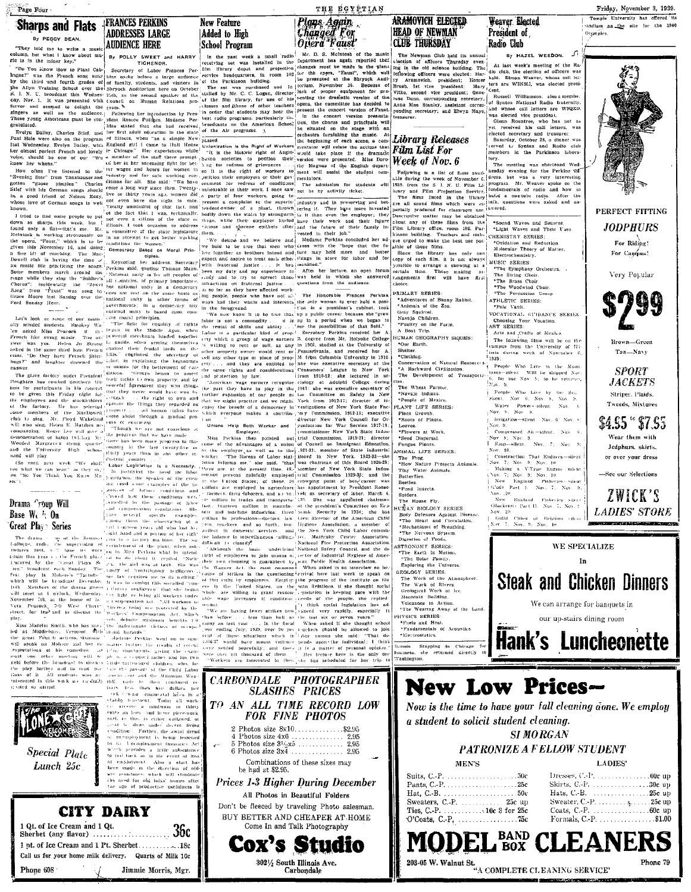## Sharps and Flats

By PEGGY DEAN.

"They told me to write a music column, but what I know about music is in the minor key."

"Do You Know How to Plant Cabbages?" was the French song sung by the third and fourth grades of the Allyn Training School over the S. I. N. U. broadcast this Wednesday, Nov. 1. It was presented with fervor and seemed to delight the singers as well as the audience. These young Americans must be congratulated.

Evelyn Dailey, Charles Stief, and Paul Hale were also on the program last Wednesday. Evelyn Dailey, with her almost perfect French and lovely voice, should be one of our "We knew her when's."

How often I've listened to the "Evening Star" from Tannhauser and gotten "goose pimples." Charles Stief with his German songs should be a good friend of Nelson Eddy, whose love of German songs is well known.

I tried to find some people to put down as sharps this week, but I found only a flat—that's me. Mr. McIntosh is working strenuously on the opera, "Faust," which is to be given this November 16, and doing a fine bit of coaching. The MacDowell club is having the time of its music life practicing the songs. Some members march around the stage while they sing the "Soldier's Chorus"; incidentally the "Jewel Song" from "Faust" was sung by Grace Moore last Sunday over the Ford Sunday Hour.

Let's look at some of our musically minded students. Smokey Watten asked Miss Peacock if the French like swing music. The answer was yes. Helen Jo Strong asked in the same third hour French class, "Do they have French jitterbugs?" and laughter drowned the answer.

The glove factory under President Houghton has combined Southern Illinois for participants in its concert to be given this Friday night for the employees and the stockholders of the factory. He has selected some members of the MacDowell club to sing. Mr. Floyd Wakeland will also sing. Helen E. Matthes accompanying. Roger Lee will give a demonstration of baton twirling. Mr. Wendell Margrave's string quartet and the University High School band will play.

(So until next week "We shall see what we can hear," as they say on "So You Think You Know Music.")

## Drama Group Will Base Work On Great Plays Series

The drama ... of the Rembrandt College, under the supervision of ... Hell ... have its work ... this year in the French plays featured by the "Great Plays Series" broadcast each Sunday. The first play is Moliere's "Tartuffe" which will be broadcast December ... Members of the drama group will meet at 4 o'clock, Wednesday, November 7th, at the home of Dr. Vera Peacock, 705 West Cherry street, for tea and to discuss the play.

Miss Madelin Smith, who has studied at Middlebury, Vermont, with the great French actress, ... will speak on Moliere and her interpretations of his comedies ... any other meeting will be held before the broadcast to discuss the play further and to read portions of it. All students who are interested in this work are cordially invited to attend.

## FRANCES PERKINS ADDRESSES LARGE AUDIENCE HERE

By POLLY SWEET and HARRY TICHENOR.

Secretary of Labor Frances Perkins spoke before a large audience of faculty, students, and visitors in Shryock Auditorium here on October 26th, as the second speaker of the Council on Human Relations program.

Following her introduction by President Roscoe Pulliam, Madame Perkins stated that she had received her first adult education in the state of Illinois, when "as a simple New England girl I came to Hull House in Chicago." Her experiences while a member of the staff there prompted her in her unceasing fight for better wages and hours for women in industry and for safe working conditions for all. She said: "We have come a long way since then. Twenty-five or thirty years ago, women did not even have the right to vote. Totally unmindful of the fact that at the fact that I was, technically, not even a citizen of the state of Illinois, I took occasion to address a committee of the state legislature in an attempt to get better working conditions for women."

Democracy Based on Moral Principles

Keynoting her address, Secretary Perkins said, quoting Thomas Mann, "National unity is for all peoples of all countries, of primary importance, but national unity in a democracy does not rest on the same basis as national unity in other forms of government. In a democracy national unity is based upon common moral principles."

"The fight for equality of rights began in the Middle Ages, when powerful merchants banded together in guilds, when arming themselves against their feudal lords in the hills," continued the secretary of labor, in explaining the beginnings of unions for the betterment of conditions. ... began to assert their rights to own property, and by peaceful agreement they won things that they never would have won by ... the right to own and operate the things they regarded as property ... all human rights have come about through a gradual process of evolution."

"Though we are not conscious of the progress that we have made, there has been more progress in this country in the last twenty-five or thirty years than in any other industrial country ..."

Labor Legislation Is a Necessity.

In justifying the need for labor legislation, the speaker of the evening cited some examples of the injustices of former conditions and ... the ... these conditions were ... the passage of labor ... compensation regulations. She gave several specific examples ... the observation of a ... sixteen years old who lost his right hand and a portion of her right arm in a factory machine. The ... compensation of the plant, when asked by Miss Perkins what he intended to do about it replied, "Nothing ... the girl was at fault. She was guilty of 'contributory negligence' ... the law requires me to do nothing." It was to combat this so-called "contributory negligence" that she began her fight to bring all workers under a compensation act. "All workers in America today are protected by the Workers' Compensation Act, which sets definite minimum benefits for the unfortunate victims of occupational hazards."

Madame Perkins went on to summarize further the results of recent labor legislation, giving the example ... a typical father and his two little undernourished children who, before the passage of the Child Labor amendment, and the Minimum Wage ... were forced to ... for less than five dollars per week ... while ... in shabby tenements. Today all workers receive a minimum of thirty cents an hour, and home piece-work, such as this, is either outlawed, or must be done under decent living conditions. Further, the awful dread of unemployment is being lessened by the Unemployment Insurance Act which provides a little subsistence to fall back on in the event of loss of employment. Also a start has been made in the direction of old-age assistance, which will eliminate the need for old folks' homes after the age of productive usefulness is

## New Feature Added to High School Program

In the past week a small radio receiving set was installed in the film library depot and projection service headquarters, in room 103 of the Parkinson building.

The set was purchased and installed by Mr. C. C. Logan, director of the film library, for use of his classes and those of other teachers in order that students may hear the best radio programs, particularly the broadcasts on the American School of the Air programs.

...passed.

Unionization is the Right of Workers

"It is the historic right of Anglo-Saxon societies to petition their king for redress of grievances ... so it is the right of workers to petition their employers or their government for redress of conditions unbearable in their work. I once saw a party of four workers, going to present a complaint to the superintendent-owner of a plant, thrown bodily down the stairs by strong-arm thugs, while their employer hurled vicious and obscene epithets after them. ...

"We desire and we believe and we hold to be true that men who live together as brothers intend and expect and aspire to treat each other with fraternal justice ... It has been my duty and my experience to study and to try to correct those infractions on fraternal justice ... as far as they have affected working people, people who have not all ways had their wants and interests in the foreground.

"We now know it to be true that labor is not a commodity ... it is the rental of skills and ability ... Labor is a particular kind of property which a group of wage earners is willing to rent or sell, as any other property owner would rent or sell any other type or piece of property ... and they are entitled to the same rights and considerations and protection by law.

"American wage earners recognize the part they have to play in the further expansion of our people so that we might practice and we might enjoy the benefit of a democracy in which everyone makes a contribution."

Unions Help Both Worker and Employer.

Miss Perkins then pointed out some of the advantages of a union to the employer as well as to the worker. "The Bureau of Labor statistics informs me," she said, "that there are at the present time, 48,... million persons gainfully employed in the United States; of these 10 million are employed in agriculture ... farmers, farm laborers, and so on ... million in trades and transportation; ... million in manufacture and machine industries; three million in professions—doctors, lawyers, teachers and so forth; one million in domestic service, and the balance in miscellaneous callings difficult to classify."

"Although the basic underlying right of employees to join unions or their own choosing is guaranteed by the Wagner Act, the most common cause of strikes is the questioning of this right by employers. Employers in the United States, on the whole, are willing to grant reasonable wage increases if conditions permit.

"We are having fewer strikes now than before ... less than half as many as last year. ... In the fiscal year ending July, 1939, over 90 per cent of those situations which ... would have meant violence were settled peacefully, and there were over ... thousand of them. ... Workers are interested in their ...

## Plans Again Changed For Opera "Faust"

Mr. D. S. McIntosh of the music department has again reported that changes must be made in the plans for the opera, "Faust," which will be presented at the Shryock Auditorium, November 16. Because of lack of proper equipment for presenting the dramatic version of the opera, the committee has decided to present the concert version of Faust.

In the concert version presentation, the chorus and principals will be situated on the stage with an orchestra furnishing the music. At the beginning of each scene, a commentator will relate the actions that would take place if the dramatic version were presented. Miss Dorothy Magnus of the English department will assist the student commentators.

The admission for students will not be by activity ticket.

...industry and in preserving and bettering it. They have more invested in it than even the employer; they have their work and their future and the future of their family invested in their job."

Madame Perkins concluded her address with the "hope that the future may hold more and better things in store for labor and for mankind."

After her lecture, an open forum was held in which she answered questions from the audience.

The Honorable Frances Perkins, the only woman to ever hold a position in a president's cabinet, took up a public career because she "grew up in a period when we began to see the possibilities of that field."

Secretary Perkins received her A. B. degree from Mt. Holyoke College in 1902, studied at the University of Pennsylvania, and received her A. M. from Columbia University in 1910. She was executive secretary of the Consumers' League in New York from 1910-12; she lectured in sociology at Adelphi College during 1911; she was executive secretary of the Committee on Safety in New York from 1912-17; director of investigations of New York State Factory Commission, 1912-13; executive director New York Council for Organization for War Service 1917-19; commissioner New York State Industrial Commission, 1919-21; director of Council on Immigrant Education, 1921-23; member of State Industrial Board in New York, 1923-33—she was chairman of this Board 1926-29; member of New York State Industrial Commission 1929-33; and the crowning point of her career was her appointment by President Roosevelt as secretary of labor, March 4, 1933. She was appointed chairman of the President's Committee on Economic Security in 1934; she has been director of the American Child Hygiene Association, a member of the New York Child Labor committee, Maternity Center Association, National Fire Protection Association, National Safety Council and the director of Industrial Hygiene of American Public Health Association.

When asked in an interview on her arrival here last week to speak on the program of the Institute on Human Relations, if she thought social legislation is keeping pace with the needs of the people, she replied: "I think social legislation has advanced very rapidly, especially in the last six or seven years."

When asked if she thought school teachers should be allowed to join labor unions she said: "That depends upon the individual. I think it is a matter of personal opinion."

Her lecture here is the only one she has scheduled for her trip to Illinois. Stopping in Chicago for business, she returned directly to Washington.

## ARAMOVICH ELECTED HEAD OF NEWMAN CLUB THURSDAY

The Newman Club held its annual election of officers Thursday evening in the old science building. The following officers were elected: Harry Aramovich, president; Homer Brush, 1st vice president; Mary Vitko, second vice president; Genevieve Dunn, corresponding secretary; Anna Mae Stanley, assistant corresponding secretary; and Elwyn Mayes, treasurer.

## Library Releases Film List For Week of Nov. 6

Following is a list of films available during the week of November 6, 1939, from the S. I. N. U. Film Library and Film Projection Service. The films listed in the library are all sound films which were especially produced for classroom use. Descriptive matter may be obtained about any of these films from the Film Library office, room 102, Parkinson building. Teachers and students are urged to make the best use possible of these films.

Since the library has only one copy of each film, it is not always possible to arrange a showing at a certain time. Those making arrangements first will have first choice.

PRIMARY SERIES:
*Adventures of Bunny Rabbit.
*Animals of the Zoo.
Gray Squirrel.
Navajo Children.
*Poultry on the Farm.
A Boat Trip.

HUMAN GEOGRAPHY SERIES:
*Our Earth.
Shelter.
*Clothing.
Conservation of Natural Resources.
*A Backward Civilization.
The Development of Transportation.
The Wheat Farmer.
*Navajo Indians.
*People of Mexico.

PLANT LIFE SERIES:
Plant Growth.
*Roots of Plants.
Leaves.
*Flowers at Work.
*Seed Dispersal.
Fungus Plants.

ANIMAL LIFE SERIES:
The Frog.
*How Nature Protects Animals.
Tiny Water Animals.
Butterflies.
Beetles.
*Pond Insects.
Spiders.
The House Fly.

HUMAN BIOLOGY SERIES:
Body Defenses Against Disease.
*The Heart and Circulation.
*Mechanisms of Breathing.
*The Nervous System.
Digestion of Foods.

ASTRONOMY SERIES:
*The Earth In Motion.
*The Solar Family.
Exploring the Universe.

GEOLOGY SERIES:
The Work of the Atmosphere.
The Work of Rivers.
Geological Work of Ice.
Mountain Building.
Volcanoes in Action.
*The Wearing Away of the Land.

PHYSICS SERIES:
*Fuels and Heat.
*Fundamentals of Acoustics.
*Electrostatics.

## Weaver Elected President of Radio Club

By HAZEL WEEDON.

At last week's meeting of the Radio club, the election of officers was held. Elmon Weaver, whose call letters are W9NMJ, was elected president.

Russell Williamson, also a member of Synton National Radio fraternity, and whose call letters are W9QZO, was elected vice president.

Glenn Rountree, who has not as yet received his call letters, was elected secretary and treasurer.

Saturday, October 28, a dinner was served to Synton and Radio club members in the Parkinson laboratory.

The meeting was shortened Wednesday evening for the Perkins address, but was a very interesting program. Mr. Weaver spoke on the fundamentals of radio and how to build a one-tube radio. After the talk, questions were asked and answered.

*Sound Waves and Sources.
*Light Waves and Their Uses.

CHEMISTRY SERIES:
*Oxidation and Reduction.
Molecular Theory of Matter.
Electrochemistry.

MUSIC SERIES:
*The Symphony Orchestra.
The String Choir.
*The Brass Choir.
*The Woodwind Choir.
*The Percussion Group.

ATHLETIC SERIES:
*Pole Vault.

VOCATIONAL GUIDANCE SERIES:
Choosing Your Vocation.

ART SERIES:
Arts and Crafts of Mexico.

The following films will be on the campus from the University of Illinois during week of November 6, 1939:

People Who Live in the Mountains—silent. Will be shipped Nov. 6, for use Nov. 8, to be returned Nov. 9.

People Who Live by the Sea—silent. Nov. 6; Nov. 8, Nov. 9.

Water Power—silent. Nov. 6, Nov. 8, Nov. 9.

Irrigation—silent. Nov. 6, Nov. 8, Nov. 9.

Compressed Air—silent. Nov. 6, Nov. 8, Nov. 9.

Soap—silent. Nov. 7, Nov. 9, Nov. 10.

Construction That Endures—silent. Nov. 7, Nov. 9, Nov. 10.

Making a V-Type Engine—silent. Nov. 7, Nov. 9, Nov. 10.

New England Fisheries—silent (Cod) Part I. Nov. 7, Nov. 9, Nov. 10.

New England Fisheries—silent (Mackerel) Part II. Nov. 7, Nov. 7, Nov. 10.

Guild Cities of Belgium—silent. Nov. 7, Nov. 9, Nov. 10.

Temple University has offered its stadium as the site for the 1940 Olympics.

---

PERFECT FITTING JODPHURS For Riding! For Campus! Very Popular **$2.99** Brown—Green Tan—Navy

SPORT JACKETS Stripes, Plaids, Tweeds, Mixtures **$4.95 to $7.95** Wear them with Jodphurs, skirts, or over your dress

—See our Selections

ZWICK'S LADIES' STORE

---

WE SPECIALIZE In **Steak and Chicken Dinners** We can arrange for banquets in our up-stairs dining room

**Hank's Luncheonette**

---

The LONE STAR Welcome — Special Plate Lunch 25c

---

**CITY DAIRY**

1 Qt. of Ice Cream and 1 Qt. Sherbet (any flavor) .......... 36c
1 pt. of Ice Cream and 1 Pt. Sherbet .......... 18c
Call us for your home milk delivery. Quarts of Milk 10c
Phone 608 — Jimmie Morris, Mgr.

---

**CARBONDALE PHOTOGRAPHER SLASHES PRICES TO AN ALL TIME RECORD LOW FOR FINE PHOTOS**

2 Photos size 8x10 .......... $2.95
4 Photos size 4x6 .......... 2.95
5 Photos size 3½x5 .......... 2.95
6 Photos size 3x4 .......... 2.95

Combinations of these sizes may be had at $2.95.

Prices 1-3 Higher During December

All Photos in Beautiful Folders

Don't be fleeced by traveling Photo salesman. BUY BETTER AND CHEAPER AT HOME. Come In and Talk Photography

**Cox's Studio** 302½ South Illinois Ave. Carbondale

---

**New Low Prices—**

Now is the time to have your fall cleaning done. We employ a student to solicit student cleaning.

SI MORGAN

PATRONIZE A FELLOW STUDENT

| MEN'S | | LADIES' | |
|---|---|---|---|
| Suits, C.-P. | 50c | Dresses, C.-P. | 60c up |
| Pants, C.-P. | 25c | Skirts, C.-P. | 30c up |
| Hat, C.-B. | 50c | Hats, C.-B. | 25c up |
| Sweaters, C.-P. | 25c up | Sweater, C.-P. | 25c up |
| Ties, C.-P. | 10c 3 for 25c | Coats, C.-P. | 60c up |
| O'Coats, C.-P. | 75c | Formals, C.-P. | $1.00 |

**MODEL BAND BOX CLEANERS**

203-05 W. Walnut St. — Phone 79

"A COMPLETE CLEANING SERVICE"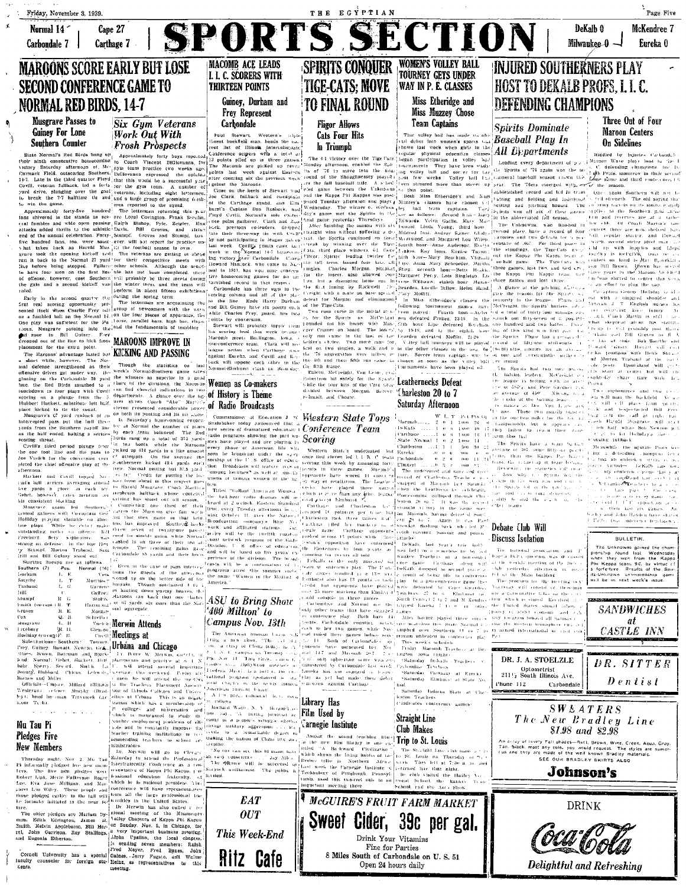Normal 14 / Carbondale 7 | Cape 27 / Carthage 7

# SPORTS SECTION

DeKalb 0 / Milwaukee 0 | McKendree 7 / Eureka 0

## MAROONS SCORE EARLY BUT LOSE SECOND CONFERENCE GAME TO NORMAL RED BIRDS, 14-7

### Musgrave Passes to Guiney For Lone Southern Counter

State Normal's Red Birds hung up their ninth consecutive homecoming victory Saturday afternoon at McCormack Field, outscoring Southern, 14-7. Late in the third quarter Floyd Covill, veteran fullback, led a forty yard drive, plunging over the goal to break the 7-7 halftime tie and to win the game.

Approximately forty-five hundred fans shivered in the stands as several fumbles and wide open passing attacks added thrills to the athletic end of the annual celebration. Forty-five hundred fans, too, were someat what taken back as Harold Musgrave took the opening kickoff and ran it back to the Normal 27 yard line before being stopped. Failure to have four men on the line in front of offense, however, cost Southern the gain and a second kickoff was ruled.

Early in the second quarter the first real scoring opportunity presented itself when Charlie Frey fell on a fumbled ball on the Normal 14. One play was sufficient for the Maroons, Musgrave passing into the end zone to Bill Guiney. Frey dropped out of the line to kick from placement for the extra point.

The Maroons' advantage lasted but a short while, however. The Normal defense strengthened as their offensive drives got under way. Beginning on the Carbondale 38 yard line, the Red Birds smashed to a touchdown in four plays with Covill scoring on a plunge from the 2. Hubbert Hackett, substitute left half, place kicked to tie the count.

Musgrave's 67 yard runback of an intercepted pass put the ball three yards from the Normal goal line just as the half ended, halting a serious scoring threat.

Covill's third period plunge from the one foot line and the pass to Joe Virich for the conversion completed the chief offensive play of the afternoon.

Hackett and Covill topped Normal's ball carriers, averaging around five yards a piece on each try. Gehrt, however, drew mention for his consistent blocking.

Musgrave again led Southern's ground gainers with Coach Glenn Holliday playing valuable role on line plays. While he didn't make outstanding gains, Oliver ... Freeburg ... Stumpf, Morton Truband, Sam Gill and Bill Guiney stood out.

Starting lineups are as follows:

| Southern (7) | Pos. | Normal (14) |
|---|---|---|
| Durham | L. E. | Virich |
| Smythe | L. T. | Morrissey |
| Truband | L. G. | Garnero |
| Gill | C. | Gaffney |
| Stumpf | R. G. | Stibbins |
| Smith (captain) | R. T. | Hammond |
| Graves | R. E. | Morman |
| Cox | Q. B. | Schreiber |
| Musgrave | L. H. | Vucich |
| Freeburg | R. H. | Gleason |
| Holliday (co-capt.) | F. B. | Covill |

Substitutions—Southern: Townes, Frey, Guiney, Rowatt, Newton, Glenn, Mileo, Brown, Bateman and Bjorkland. Normal: Gehrt, Hackett, Mc... Sperry, Secord, Smith, ... Bounty, Hubbard, Chinn, Lehwald, Barnes and Miller.

Officials—Umpire, Millard (Illinois Wesleyan); referee, Murphy (Bradley); head linesman, Trevarrick (Armour Tech).

## Six Gym Veterans Work Out With Frosh Prospects

Approximately forty boys reported to Coach Vincent DiGiovanna, for gym team practice two weeks ago. DiGiovanna expressed the opinion that this would be a successful year for the gym team. A number of veterans, including eight lettermen, and a large group of promising freshmen reported to the squad.

The lettermen returning this year are Loyal Covington, Frank Scudin, Ralph Bishop, Pyle, Zeigler, Max Davis, Bill Groves, and Richard Stumpf. Groves and Stumpf, however, will not report for practice until the football season is over.

The veterans are getting in shape for their competitive meets with other schools. Although the schedule has not been completed, there will probably be three meets during the winter term, and the team will perform in about fifteen exhibitions during the spring term.

The lettermen are acquainting the group of newcomers with the ways on the four pieces of apparatus, the horse, parallel bars, high bar, and rings and the fundamentals of tumbling.

## MAROONS IMPROVE IN KICKING AND PASSING

Though the statistics on last week's Normal-Southern game rates the winners as superior in a good share of the divisions, the Maroons can find cheerful indications in two departments. A glance over the figures shows Coach "Abe" Martin's eleven presented considerable power on both its punting and its air game.

In Saturday's homecoming encounter at Normal the number of punts by each team balanced. The Red Birds rang up a total of 373 yards in ten boots while the Maroons picked up 434 yards in a like amount of attempts. On the average, the Southerners kicked 43.4 yards each time, Normal getting but 37.3 yards per try. Credit for putting the Maroons ahead in this respect goes to Harold Musgrave, Carbondale's freshman halfback whose controlled driving has stood out all season.

Completing one third of their tosses the Maroons also had something over that then game in that field too, has improved. Southern backs threw seven of twenty-one passes good for sizeable gains, while Normal cashed in on three of their ten attempts. The resulting gains gave Carbondale 88 yards and their bros...

Even in the case of pass interceptions the guests of the afternoon came up on the long end of the bargain. Though outclassed two to one in hauling down enemy heaves, the Maroons ran back their one chance 67 yards, six more than the Normal aggregate.

## Mu Tau Pi Pledges Five New Members

Thursday night, Nov. 2, Mu Tau Pi informally pledged five new members. The five new pledges were Robert Link, Merle Fulkerson, Roger Lee, Eva June Milligan, and Margaret Lou Wiley. These people and those pledged earlier in the fall will be formally initiated in the near future.

The older pledges are Marian Bynum, Edith Eddington, James ... Smith, Melvin Applebaum, Bill Herrel, John Garrison, Roy Stallings, and Eugenia Etherton.

Cornell University has a special faculty counselor for foreign students.

## MACOMB ACE LEADS I. I. C. SCORERS WITH THIRTEEN POINTS

### Guiney, Durham and Frey Represent Carbondale

Paul Stewart, Western's... Vincent backfield man, heads the current list of Illinois Intercollegiate Conference scorers with a total of 33 points piled up in three games. The Macomb ace picked up seven points last week against Eastern after counting six the previous week against the Maroons.

Close on the heels of Stewart is Joe Clark, fullback and co-captain of the Carthage squad, and Elmhurst's Captain Don Rosbach, and Floyd Covill, Normal's sole conference point gatherer. Clark and Rosbach, previous co-leaders, dropped into their three-way tie with Covill by not participating in league games last week. Covill's points came in last week's Normal 14-7 homecoming victory over Carbondale. Carthage's Howard Hancock, who came to Normal in 1921, has won nine consecutive homecoming games for his furnished record in that respect.

Carbondale has three men in the scoring column and all of the place in the line. Ends Harry Durham and Bill Guiney have six points each while Charles Frey, guard, has two points by conversion.

Stewart will probably topple them his scoring lead this week because Macomb meets Burlington, Iowa, non-conference team. Clark will see league action when Carthage goes against Eureka, and Covill and Rosbach will oppose each other in the Normal-Elmhurst clash on Saturday.

## Women as Co-makers of History is Theme of Radio Broadcasts

Commissioner of Education J. W. Studebaker today announced that a new series of dramatized educational radio programs showing the part women have played and are playing in every phase of American life will soon be broadcast under the sponsorship of the U. S. office of education. Broadcasts will feature lives of "unsung heroines" as well as small groups of famous women of the history.

Titled "Gallant American Women," the half-hour radio dramas will be heard at 2 o'clock, Eastern Standard time, every Tuesday afternoon beginning October 31, over the National Broadcasting company's Blue Network and affiliated stations. The series will be the twelfth radio program produced by the Office of Education's ... Division ... and will be based on five years' experience of the division. The broadcasts will be a continuation of a program series this summer under the name "Women in the Making of America."

## ASU to Bring Show '400 Million' to Campus Nov. 13th

The American Student Union ... bring a new show, "The 400 Million," a story of China today, to the campus on Monday, Nov. 13. This show, ... Hollywood ... Joris Ivens, ... Nov. 13 ... American Student Union.

Richard Watts, N. Y. Herald-Tribune ... "No one can see this film without all ... conscience ..." ... The film will be screened at ... Auditorium. The public is invited.

## EAT OUT This Week-End

# Ritz Cafe

## SPIRITS CONQUER TIGE-CATS; MOVE TO FINAL ROUND

### Fligor Allows Cats Four Hits In Triumph

The 4-1 victory over the Tige-Cats Monday afternoon enabled the Spirits of '76 to move into the final round of the Shaughnessey playoffs for the fall baseball title. A third and final game between the Unknowns and the Kappa Phi Kappas was postponed Tuesday afternoon and played Wednesday. The winner of Wednesday's game met the Spirits in the final game yesterday (Thursday).

After finishing the season with six straight wins without suffering a defeat, the Spirits continued on their streak by winning over the Tige-Cats, third place winners, 4-1. Gene Fligor, Spirits' leading twirler for the fall season, hurled four hits, all singles. Charles Morgan, pitching for the losers, also allowed four hits, but a damaging home run in the first inning by Rackwell ... Creight with a mate on base spelled defeat for Morgan and eliminated the Tige-Cats.

Two runs came in the initial inning for the Spirits as McCreight rounded out his homer with Mimbach on base. The loser's only run came in the last of the fourth on two singles, a walk and a fielder's choice. Two more runs for the Spirits... in the 4th and their fifth run came in the 6th frame.

Eaheart, McCreight, Van Lente, Fred Johnston hit safely for the Spirits while the four hits of the Cats were divided between Morgan, Seever, Schmidt, and Choate.

## Leathernecks Defeat Charleston 20 to 7 Saturday Afternoon

| | W. | L. | T. | Pct. | Pts. | Op. |
|---|---|---|---|---|---|---|
| Macomb | 2 | 0 | 1 | 1.000 | 26 | 7 |
| DeKalb | 1 | 0 | 1 | 1.000 | 20 | 0 |
| Carthage | 1 | 0 | 0 | 1.000 | 16 | 13 |
| State Normal | 1 | 0 | 2 | 1.000 | 14 | 7 |
| Charleston | 1 | 1 | 1 | .500 | 20 | 20 |
| Eureka | 0 | 0 | 0 | .000 | 0 | 0 |
| Carbondale | 0 | 2 | 0 | .000 | 11 | 21 |
| Elmhurst | 0 | 1 | 0 | .000 | 0 | 20 |

The undefeated and untied record of Charleston Teachers' Panthers was snapped at Macomb last Saturday when the Leathernecks, exhibiting championship calibre, trounced the Panthers 20 to 7. It was the second straight victory by the same score for Macomb, having defeated Southern 20 to 7 ... Stewart, dashing back who led Macomb's scoring ... passing and punting attack.

DeKalb, last year's title holder, was held to a scoreless tie by Milwaukee Teachers in a non-conference game. Carthage, along with ... won over Cape ... DeKalb dropped to ... place. In a non-conference game Cape Girardeau Teachers ... (North Central 7 to 7 and McKendree 7, Eureka 0) ... Carthage beat Eureka 7 to 0 in ... conference ...

After having played three non-conference games the State Normal Red Birds ... defeated Southern 14 to 7 ...

This week's schedule:

Friday—Normal Teachers at Burlington, Iowa (night).

Saturday—DeKalb Teachers at Macomb.

Saturday—Carthage at Eureka.

Saturday—Elmhurst at State Normal.

Saturday—Indiana State at Charleston Teachers.

(Indicates conference games)

## Library Has Film Used by Carnegie Institute

Among the sound teaching films in the new film library is one entitled "A Backward Civilization," which shows the living habits of the Berber tribe in Northern Africa. Last week the Carnegie Institute of Technology of Pittsburgh, Pennsylvania, used this two-reel film in an important meeting there.

## Straight Line Club Makes Trip to St. Louis

The Straight Line club made a trip to St. Louis on Thursday ... Nov. 2 ... They left at 7:30 ... and returned late that night. The club visited the Hadley Vocational School, the Rankin Trade School and the Auto Show.

# McGUIRE'S FRUIT FARM MARKET

# Sweet Cider, 39c per gal.

Drink Your Vitamins

Fine for Parties

8 Miles South of Carbondale on U. S. 51

Open 24 hours daily

## WOMEN'S VOLLEY BALL TOURNEY GETS UNDER WAY IN P. E. CLASSES

### Miss Etheridge and Miss Muzzey Chose Team Captains

That volley ball has made its place in women's sports was shown last week when girls in the regular physical education classes began participation in volley ball tournaments. They have been studying volley ball and soccer for the past few weeks. Volley ball has been stressed more than soccer up to this point.

Both Miss Etheridge's and Miss Muzzey's classes have chosen volley ball team captains. They are as follows: Second hour—Mary Edwards, Velva Gatlin, Mary Margaret ..., Linda Young; third hour—Mildred Ivie, Audrey Samer, Gladys Wyatt, and Margaret Lou Wiley; fourth hour—Anne Anderson, Evelyn Lakes, Kay Leon, Eunice Taylor; fifth hour—Mary Heathman, Virginia Fligor, Alma Mary Schroeder, Martha Stagg; seventh hour—Betty Hawkins, Margaret Perry, Lois Singleton, Louise Williams; eighth hour—Maxine Bearden, Lucille Dillow, Helen Hand, Mary Moffitt.

In Miss Etheridge's classes the following tournament games have been played: Fourth hour—Anderson defeated Frinkes, 23-13. In the 6th hour Lipe defeated Bradham, 20-18, and in the eighth hour Bearden defeated Moffitt, 22-20.

Volley ball tourneys will be played in the other classes in the near future. Soccer team captains will be chosen as soon as the volley ball tournaments have been played off.

## Debate Club Will Discuss Isolation

The national association ... Kappa Delta Alpha ... was discussed at the weekly meeting of the Debate club ... in ... Main building. The program ... subject ... isolationist ... affirmative ... whether the United States should ... the western hemisphere ... international ...

## INJURED SOUTHERNERS PLAY HOST TO DEKALB PROFS, I. I. C. DEFENDING CHAMPIONS

### Three Out of Four Maroon Centers On Sidelines

Riddled by injuries, Carbondale's Maroon Wave plays host to the I. I. C. defending champions, the DeKalb Profs, tomorrow in their second home game and third conference tilt of the season.

Once again Southern will not be in full strength. The old saying that "an army travels on its stomach" apparently applies to the Southern gridders ... Coach Martin's ... centers ... Bill ... Brown ... Bjorklund ... Coach ... Holliday ... Cox ... Musgrave ... Freeburg ...

Two sophomores and two ... will man the backfield ... Southern ... Glenn Holliday ... fullback ...

Meanwhile the upstate Profs ... defending champions ... DeKalb ... Macomb ...

## Spirits Dominate Baseball Play In All Departments

Leading every department of play the Spirits of '76 again won the intramural baseball season crown this year. The 76ers emerged with an unblemished record and led in team batting and fielding and individual batting and pitching honors. The Spirits won all six of their games in the abbreviated fall season.

The Unknowns, who finished in second place, have a record of four victories and two defeats for a percentage of .667. For third place in the standings, the Tige-Cats ... Kappa Phi Kappa ...

A glance at the pitching ... give the reason for the Spirits' superiority in the league. Fligor and McCreight, the Spirits' hurlers, ... a total of forty-four innings ... struck out fifty-seven ... allowed ... 

The Spirits also had two ... batting leaders. McCreight ... in the league in hitting with an average of .579, and ... Gardner ... average of .450 ...

The Spirits have a team batting average of .305 ... Kappa Phi Kappa ... Tige-Cats ...

**BULLETIN.**

The Unknowns gained the championship round late Wednesday when they won from the Kappa Phi Kappa team, 9-0, by virtue of a forfeit. Results of the Spirits-Unknown championship game will be in next week's issue.

## Merwin Attends Meetings at Urbana and Chicago

Dr. Bruce W. Merwin, director of placements and professor of S. I. N. U. will attend several important meetings this weekend. Friday afternoon he will attend the meeting of the Teachers Placement Association of Illinois Colleges and Universities at Urbana. This is an organization which has a membership of ... colleges and universities and which is maintained to study the teacher employment problems of Illinois and to materially improve the teacher training institutions in recommending teachers to school administrators.

Dr. Merwin will go to Chicago Saturday to attend the Professional Interfraternity Conference as a representative of Kappa Phi Kappa, professional education fraternity, of which he is national president. This conference will have representatives from all the large professional fraternities in the United States.

Dr. Merwin has also called a regional meeting of the Mississippi Valley Chapters of Kappa Phi Kappa on Sunday, Nov. 5, in Chicago, for a very important business meeting. Alpha Upsilon, the local chapter, is sending seven members: Ralph Fred Meyer, Fred Bauer, John Gaines, Jerry Fugate, and Walter Heinz, as representatives to this meeting.

## SANDWICHES at CASTLE INN

**DR. J. A. STOELZLE**

Optometrist

211½ South Illinois Ave.

Phone 112 Carbondale

**DR. SITTER**

*Dentist*

## SWEATERS

*The New Bradley Line*

*$1.98 and $2.98*

An array of lovely Fall shades—Rust, Brown, Wine, Green, Aqua, Grey, Tan, Black, most any color you would request. The styles are numerous and they are made of the well known Bradley materials.

SEE OUR BRADLEY SKIRTS ALSO

**Johnson's**

DRINK

*Coca-Cola*

*Delightful and Refreshing*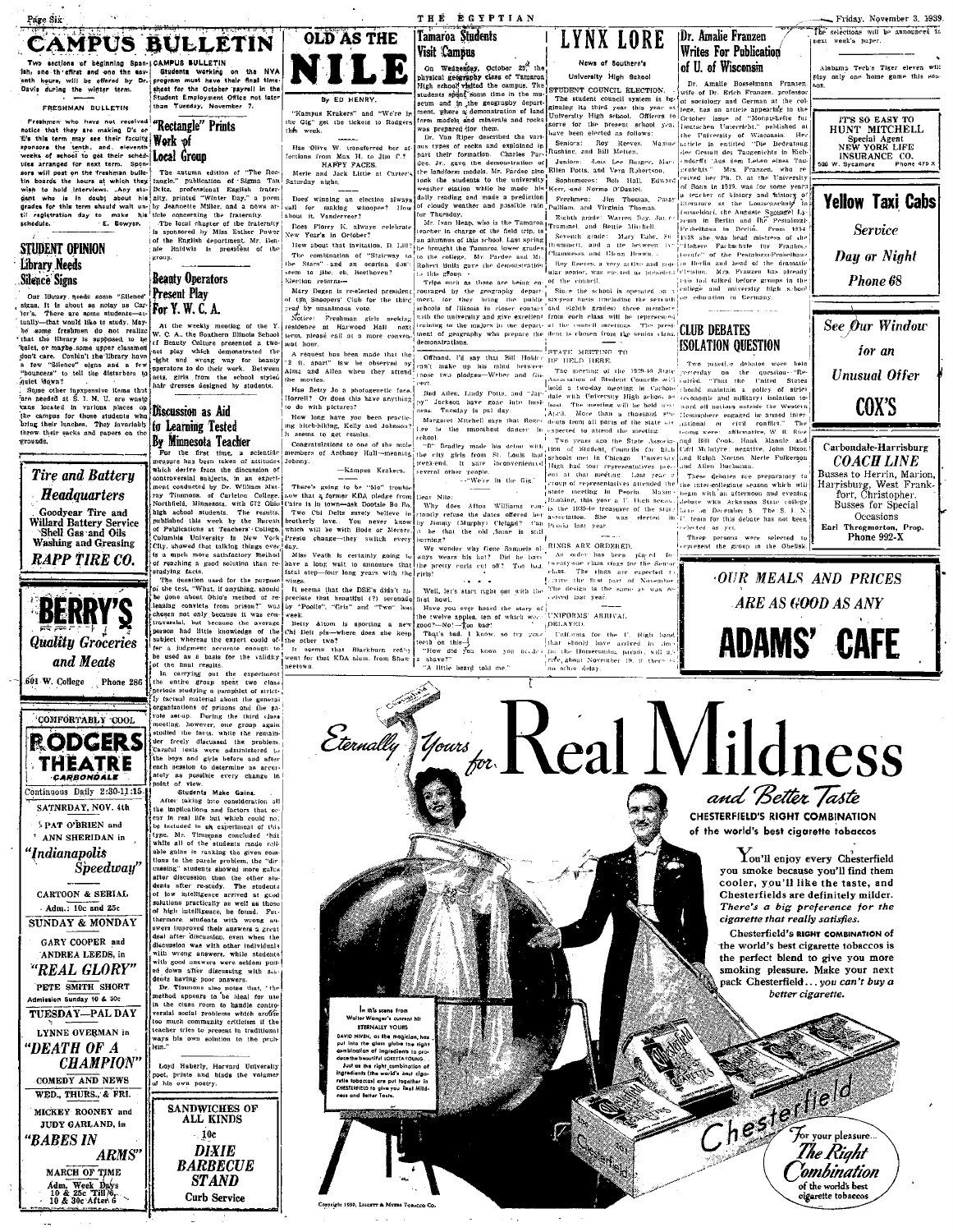# CAMPUS BULLETIN

Two sections of beginning Spanish, one the eighth and one the seventh hours, will be offered by Dr. Davis during the winter term.

FRESHMAN BULLETIN

Freshmen who have not received notice that they are making D's or E's this term may see their faculty sponsors the tenth, and eleventh weeks of school to get their schedules arranged for next term. Sponsors will post on the freshman bulletin boards the hours at which they wish to hold interviews. Any student who is in doubt about his grades for this term should wait until registration day to make his schedule.

E. Bowyer.

CAMPUS BULLETIN

Students working on the NYA program must have their final time sheet for the October payroll in the Student Employment Office not later than Tuesday, November 7.

## "Rectangle" Prints Work of Local Group

The autumn edition of "The Rectangle," publication of Sigma Tau Delta, professional English fraternity, printed "Winter Day," a poem by Jeannette Miller, and a news article concerning the fraternity.

The local chapter of the fraternity is sponsored by Miss Esther Power of the English department. Mr. Bennie Baldwin is president of the group.

## Beauty Operators Present Play For Y. W. C. A.

At the weekly meeting of the Y. W. C. A., the Southern Illinois School of Beauty Culture presented a two-act play which demonstrated the right and wrong way for beauty operators to do their work. Between acts, girls from the school styled hair dresses designed by students.

## STUDENT OPINION

### Library Needs Silence Signs

Our library needs some "Silence" signs. It is about as noisy as Carter's. There are some students—actually—that would like to study. Maybe some freshmen do not realize that the library is supposed to be quiet, or maybe some upper classmen don't care. Couldn't the library have a few "Silence" signs and a few "bouncers" to tell the disturbers to quiet down?

Some other inexpensive items that are needed at S. I. N. U. are waste cans located in various places on the campus for those students who bring their lunches. They invariably throw their sacks and papers on the grounds.

## Discussion as Aid to Learning Tested By Minnesota Teacher

For the first time, a scientific measure has been taken of attitudes which derive from the discussion of controversial subjects, in an experiment conducted by Dr. Milo Ray Timmons, of Carleton College, Northfield, Minnesota, with 672 Ohio high school students. The results, published this week by the Bureau of Publications at Teachers College, Columbia University in New York City, showed that talking things over is a much more satisfactory method of reaching a good solution than reading facts.

The question used for the purpose of the test, "What, if anything, should be done about Ohio's method of releasing convicts from prison?" was chosen not only because it was controversial, but because the average person had little knowledge of the subject whereas the expert could offer a judgment accurate enough to be used as a basis for the validity of the final results.

In carrying out the experiment the entire group spent two class periods studying a pamphlet of strictly factual material about the general organizations of prisons and the parole set-up. During the third class meeting, however, one group again studied the facts, while the remainder freely discussed the problem. Careful tests were administered to the boys and girls before and after each session to determine as accurately as possible every change in point of view.

Students Make Gains.

After taking into consideration all the implications and factors that occur in real life but which could not be included in an experiment of this type, Mr. Timmons concluded that while all of the students made reliable gains in ranking the given solutions to the parole problem, the "discussing" students showed more gains after discussion than the other students after re-study. The students of low intelligence arrived at good solutions practically as well as those of high intelligence, he found. Furthermore students with wrong answers improved their answers a great deal after discussion, even when the discussion was with other individuals with wrong answers, while students with good answers were seldom pulled down after discussing with students having poor answers.

Dr. Timmons also notes that, "the method appears to be ideal for use in the class room to handle controversial social problems which arouse too much community criticism if the teacher tries to present in traditional ways his own solution to the problem."

Loyd Haberly, Harvard University poet, prints and binds the volumes of his own poetry.

**Tire and Battery Headquarters**

Goodyear Tire and Willard Battery Service
Shell Gas and Oils
Washing and Greasing

**RAPP TIRE CO.**

**BERRY'S**

*Quality Groceries and Meats*

601 W. College Phone 286

COMFORTABLY COOL

**RODGERS THEATRE**

CARBONDALE

Continuous Daily 2:30-11:15

SATURDAY, NOV. 4th

PAT O'BRIEN and ANN SHERIDAN in

*"Indianapolis Speedway"*

CARTOON & SERIAL

Adm.: 10c and 25c

SUNDAY & MONDAY

GARY COOPER and ANDREA LEEDS, in

*"REAL GLORY"*

PETE SMITH SHORT

Admission Sunday 10 & 30c

TUESDAY—PAL DAY

LYNNE OVERMAN in

*"DEATH OF A CHAMPION"*

COMEDY AND NEWS

WED., THURS., & FRI.

MICKEY ROONEY and JUDY GARLAND, in

*"BABES IN ARMS"*

MARCH OF TIME

Adm. Week Days 10 & 25c Till 6, 10 & 30c After 6

# OLD AS THE NILE

By ED HENRY.

"Kampus Krakers" and "We're in the Gig" get the tickets to Rodgers this week.

Has Olive W. transferred her affections from Max H. to Jim C.?

HAPPY FACES.

Merle and Jack Little at Carter's Saturday night.

Does winning an election always call for making whoopee? How about it, Vanderveer?

Does Florry K. always celebrate New Year's in October?

How about that invitation, D. Lill?

The combination of "Stairway to the Stars" and an aspiring dancer seem to jibe, eh, Beethoven?

Election returns—

Mary Degen is re-elected president of the Snoopers' Club for the third year by unanimous vote.

Notice: Freshman girls seeking residence at Harwood Hall next term, please call at a more convenient hour.

A request has been made that the "2 ft. apart" law be observed by Alma and Allen when they attend the movies.

Has Betty Jo a photogenetic face, Morrell? Or does this have anything to do with pictures?

How long have you been practicing hitch-hiking, Kelly and Johnson? It seems to get results.

Congratulations to one of the male members of Anthony Hall—meaning Johnny.

—Kampus Krakers.

There's going to be "No" trouble now that a former KDA pledge from Cairo is in town—ask Dootsie Bo Bo.

Two Chi Delts surely believe in brotherly love. You never know which will be with Bode or Mercer. Presto change—they switch every day.

Miss Veath is certainly going to have a long wait to announce that fatal step—four long years with the wings.

It seems that the DSE's didn't appreciate that beautiful (?) serenade by "Poolie", "Cris" and "Two" last week.

Betty Altom is sporting a new Chi Delt pin—where does she keep the other two?

It seems that Blackburn really went for that KDA mum from Shawneetown.

## Tamaroa Students Visit Campus

On Wednesday, October 25, the physical geography class of Tamaroa High school visited the campus. The students spent some time in the museum and in the geography department, where a demonstration of land form models and minerals and rocks was prepared for them.

Dr. Van Riper described the various types of rocks and explained in part their formation. Charles Pardee, Jr. gave the demonstration of the landform models. Mr. Pardee also took the students to the university weather station while he made his daily reading and made a prediction of cloudy weather and possible rain for Thursday.

Mr. Ivan Heap, who is the Tamaroa teacher in charge of the field trip, is an alumnus of this school. Last spring he brought the Tamaroa lower grades to the college, Mr. Pardee and Mr. Robert Bulla gave the demonstration to this group.

Trips such as these are being encouraged by the geography department, for they bring the public schools of Illinois in closer contact with the university and give excellent training to the majors in the department of geography who prepare the demonstrations.

Offhand, I'd say that Bill Holder can't make up his mind between those two pledges—Weber and Gilbert.

Bud Allen, Lindy Potts, and "Jappy" Jackson have gone into business. Tuesday is pal day.

Margaret Mitchell says that Roger Lee is the smoothest dancer in school.

"E" Bradley made his debut with the city girls from St. Louis last week-end. It sure inconvenienced several other people.

—"We're in the Gig."

Dear Nile:

Why does Afton Williams constantly refuse the dates offered her by Jimmy (Murphy) Cleland? Can it be that the old flame is still burning?

We wonder why Gene Samuels always wears his hat? Did he have the pretty curls cut off? Too bad girls!

Well, let's start right out with the first howl.

Have you ever heard the story of the twelve apples, ten of which were good?—No!—Too bad!

That's bad, I know, so try your teeth on this—

"How did you know you needed a shave?"

"A little beard told me."

# LYNX LORE

News of Southern's University High School

STUDENT COUNCIL ELECTION.

The student council system is beginning its third year this year at University High school. Officers to serve for the present school year have been elected as follows:

Seniors: Roy Reeves, Maxine Rushing, and Bill Melton.

Juniors: Lois Lee Berger, Mary Ellen Potts, and Vera Robertson.

Sophomores: Bob Hall, Edward Kerr, and Norma O'Daniel.

Freshmen: Jim Thomas, Patsy Pulliam, and Virginia Thomas.

Eighth grade: Warren Day, Janice Trammel, and Bettie Mitchell.

Seventh grade: Mary Esther Brummett, and a tie between Pat Chamness and Glenn Brown.

Roy Reeves, a very active and popular senior, was elected as president of the council.

Since the school is operated on a six-year basis (including the seventh and eighth grades) three members from each class will be represented at the council meetings. The president is chosen from the senior class.

STATE MEETING TO BE HELD HERE.

The meeting of the 1939-40 State Association of Student Councils will be held at Carbondale with University High school as host. The meeting will be held next April. More than a thousand students from all parts of the state are expected to attend the meeting.

Two years ago the State Association of Student Councils for high schools met in Chicago. University High had four representatives present at that meeting. Last year a group of representatives attended the state meeting in Peoria. Maxine Rushing, this year's U. High senator, is the 1939-40 treasurer of the state association. She was elected at Peoria last year.

RINGS ARE ORDERED.

An order has been placed for twenty-one class rings for the Senior class. The rings are expected to arrive the first part of November. The design is the same as was received last year.

UNIFORMS ARRIVAL DELAYED.

Uniforms for the U. High band that should have arrived in time for the Homecoming parade will arrive about November 10, if there is no other delay.

## Dr. Amalie Franzen Writes For Publication of U. of Wisconsin

Dr. Amalie Bosselmann Franzen, wife of Dr. Erich Franzen, professor of sociology and German at the college, has an article appearing in the October issue of "Monatshefte fur Deutschen Unterricht," published at the University of Wisconsin. Her article is entitled "Die Bedeutung der Gestalt des Taugenichts in Eichendorffs 'Aus dem Leben eines Taugenichts'." Mrs. Franzen, who received her Ph. D. at the University of Bonn in 1919, was for some years a teacher of history and history of literature at the Luisenschule in Dusseldorf, the Auguste Sprengel Lyceum in Berlin and the Pestalozzi-Froebelhaus in Berlin. From 1934-1938 she was head mistress of the "Hohere Fachschule fur Frauenberufe" of the Pestalozzi-Froebelhaus in Berlin and head of the dramatic division. Mrs. Franzen has already given and talked before groups in the college and university high school on education in Germany.

## CLUB DEBATES ISOLATION QUESTION

Two practice debates were held yesterday on the question—"Resolved: That the United States should maintain a policy of strict (economic and military) isolation toward all nations outside the Western Hemisphere engaged in armed international or civil conflict." The teams were: affirmative, W. R. Rice and Bill Cook, Hank Maanle and Cecil McIntyre; negative, John Dixon and Ralph Norton, Merle Fulkerson and Allen Buchanan.

These debates are preparatory to the inter-collegiate season which will begin with an afternoon and evening debate with Arkansas State college here on December 5. The S. I. N. U. team for this debate has not been selected as yet.

Three persons were selected to represent the group in the Obelisk.

The selections will be announced in next week's paper.

Alabama Tech's Tiger eleven will play only one home game this season.

IT'S SO EASY TO HUNT MITCHELL

Special Agent
NEW YORK LIFE INSURANCE CO.

506 W. Sycamore Phone 479 X

**Yellow Taxi Cabs**

*Service Day or Night*

*Phone 68*

*See Our Window for an Unusual Offer*

**COX'S**

Carbondale-Harrisburg

*COACH LINE*

Busses to Herrin, Marion, Harrisburg, West Frankfort, Christopher. Busses for Special Occasions

Earl Throgmorton, Prop.
Phone 992-X

*OUR MEALS AND PRICES ARE AS GOOD AS ANY*

**ADAMS' CAFE**

SANDWICHES OF ALL KINDS

10c

*DIXIE BARBECUE STAND*

Curb Service

*Eternally Yours for* **Real Mildness** *and Better Taste*

CHESTERFIELD'S RIGHT COMBINATION of the world's best cigarette tobaccos

You'll enjoy every Chesterfield you smoke because you'll find them cooler, you'll like the taste, and Chesterfields are definitely milder. *There's a big preference for the cigarette that really satisfies.*

Chesterfield's RIGHT COMBINATION of the world's best cigarette tobaccos is the perfect blend to give you more smoking pleasure. Make your next pack Chesterfield... *you can't buy a better cigarette.*

In this scene from Walter Wanger's current hit ETERNALLY YOURS DAVID NIVEN, as the magician, has put into the glass globe the right combination of ingredients to produce the beautiful LORETTA YOUNG. Just as the right combination of ingredients (the world's best cigarette tobaccos) are put together in CHESTERFIELD to give you Real Mildness and Better Taste.

For your pleasure... The Right Combination of the world's best cigarette tobaccos

Copyright 1939, Liggett & Myers Tobacco Co.